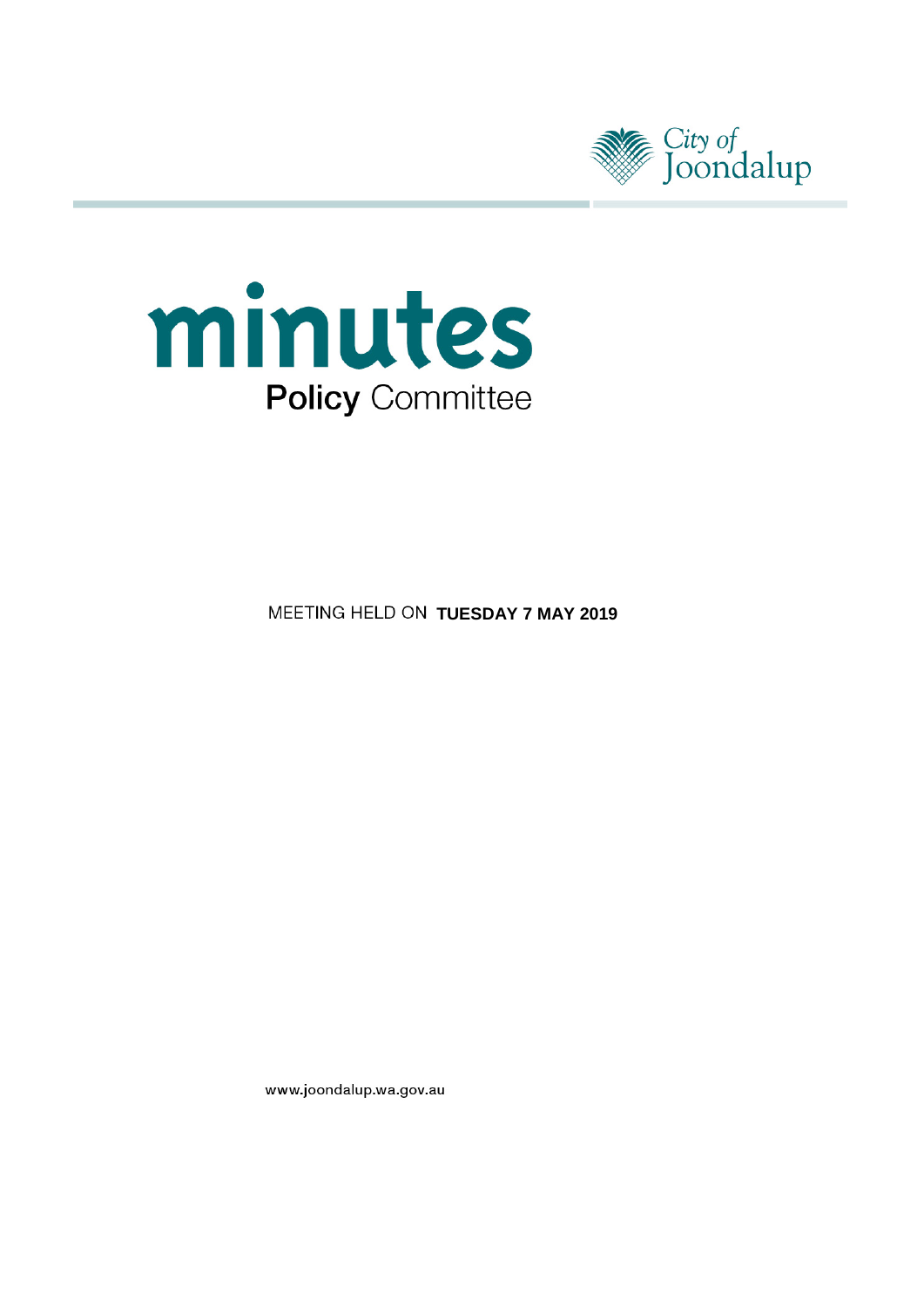City of Joondalup

# minutes

## Policy Committee

MEETING HELD ON **TUESDAY 7 MAY 2019**

www.joondalup.wa.gov.au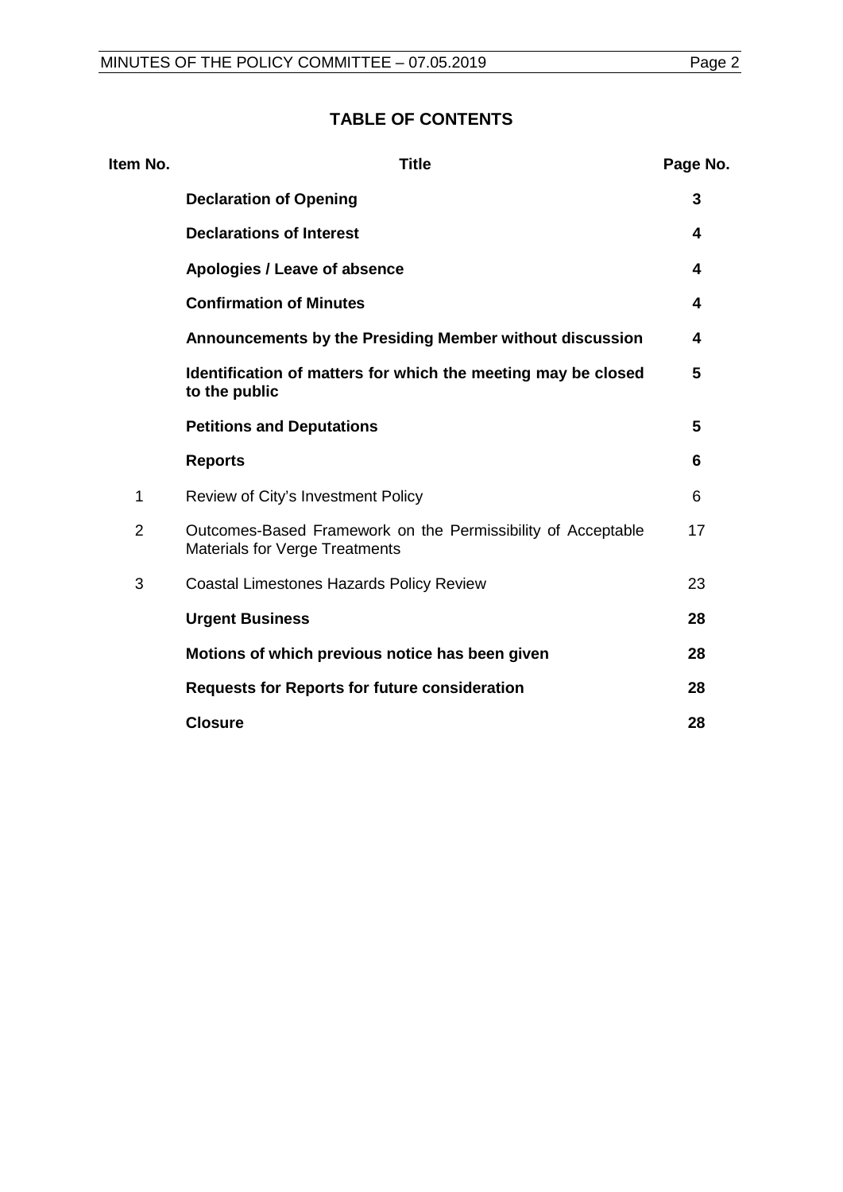## TABLE OF CONTENTS

| Item No. | Title | Page No. |
|---|---|---|
| | **Declaration of Opening** | **3** |
| | **Declarations of Interest** | **4** |
| | **Apologies / Leave of absence** | **4** |
| | **Confirmation of Minutes** | **4** |
| | **Announcements by the Presiding Member without discussion** | **4** |
| | **Identification of matters for which the meeting may be closed to the public** | **5** |
| | **Petitions and Deputations** | **5** |
| | **Reports** | **6** |
| 1 | Review of City's Investment Policy | 6 |
| 2 | Outcomes-Based Framework on the Permissibility of Acceptable Materials for Verge Treatments | 17 |
| 3 | Coastal Limestones Hazards Policy Review | 23 |
| | **Urgent Business** | **28** |
| | **Motions of which previous notice has been given** | **28** |
| | **Requests for Reports for future consideration** | **28** |
| | **Closure** | **28** |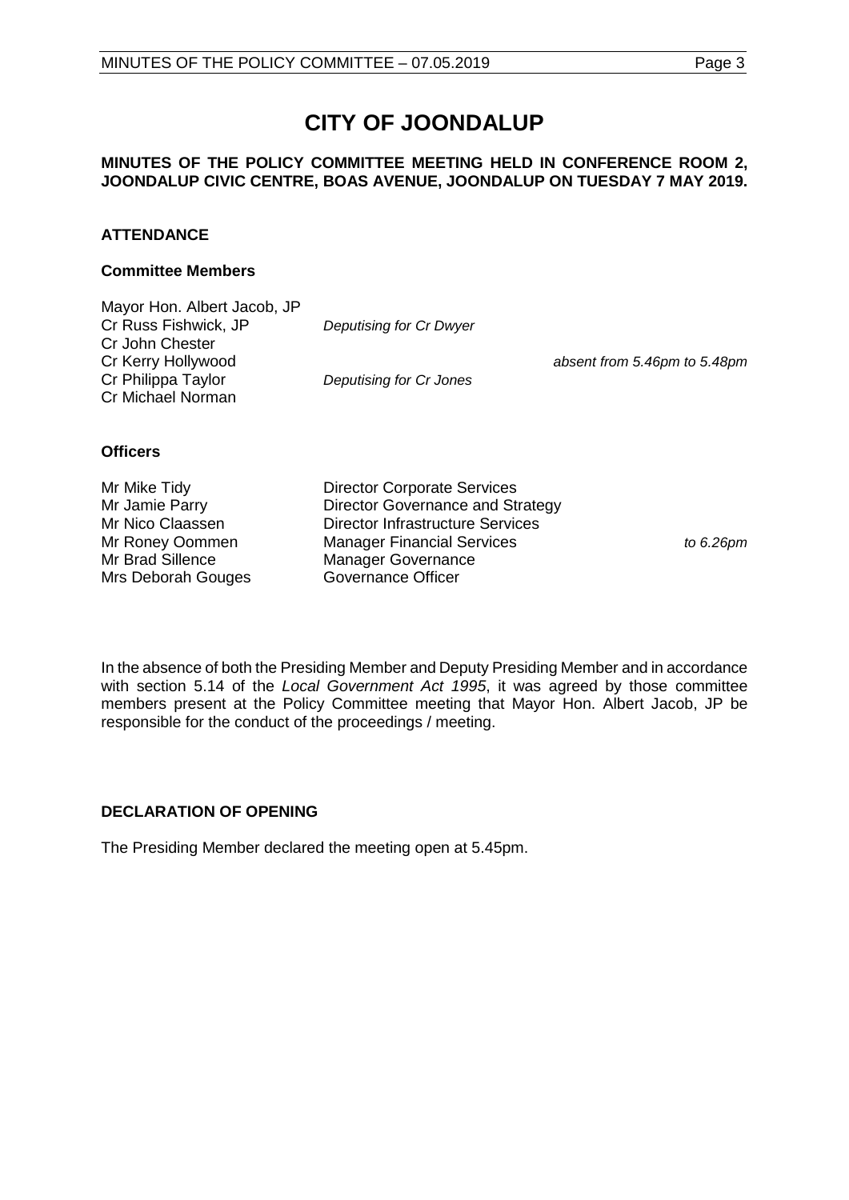# CITY OF JOONDALUP

**MINUTES OF THE POLICY COMMITTEE MEETING HELD IN CONFERENCE ROOM 2, JOONDALUP CIVIC CENTRE, BOAS AVENUE, JOONDALUP ON TUESDAY 7 MAY 2019.**

## ATTENDANCE

### Committee Members

| | | |
|---|---|---|
| Mayor Hon. Albert Jacob, JP | | |
| Cr Russ Fishwick, JP | *Deputising for Cr Dwyer* | |
| Cr John Chester | | |
| Cr Kerry Hollywood | | *absent from 5.46pm to 5.48pm* |
| Cr Philippa Taylor | *Deputising for Cr Jones* | |
| Cr Michael Norman | | |

### Officers

| | | |
|---|---|---|
| Mr Mike Tidy | Director Corporate Services | |
| Mr Jamie Parry | Director Governance and Strategy | |
| Mr Nico Claassen | Director Infrastructure Services | |
| Mr Roney Oommen | Manager Financial Services | *to 6.26pm* |
| Mr Brad Sillence | Manager Governance | |
| Mrs Deborah Gouges | Governance Officer | |

In the absence of both the Presiding Member and Deputy Presiding Member and in accordance with section 5.14 of the *Local Government Act 1995*, it was agreed by those committee members present at the Policy Committee meeting that Mayor Hon. Albert Jacob, JP be responsible for the conduct of the proceedings / meeting.

## DECLARATION OF OPENING

The Presiding Member declared the meeting open at 5.45pm.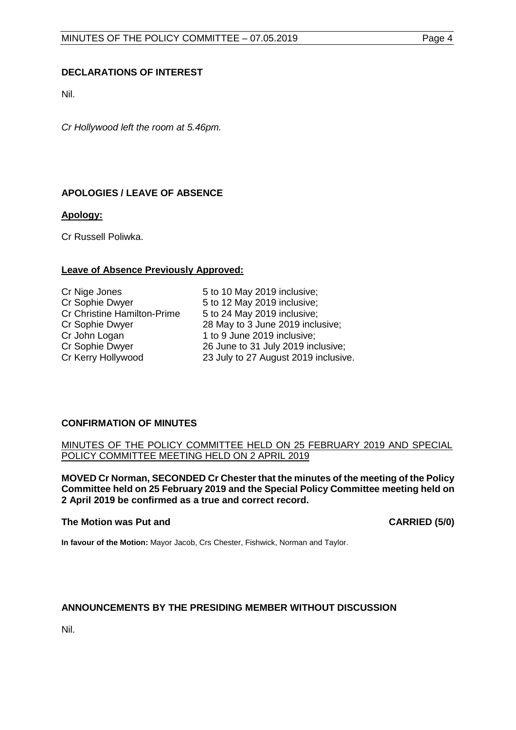## DECLARATIONS OF INTEREST

Nil.

*Cr Hollywood left the room at 5.46pm.*

## APOLOGIES / LEAVE OF ABSENCE

**Apology:**

Cr Russell Poliwka.

**Leave of Absence Previously Approved:**

| | |
|---|---|
| Cr Nige Jones | 5 to 10 May 2019 inclusive; |
| Cr Sophie Dwyer | 5 to 12 May 2019 inclusive; |
| Cr Christine Hamilton-Prime | 5 to 24 May 2019 inclusive; |
| Cr Sophie Dwyer | 28 May to 3 June 2019 inclusive; |
| Cr John Logan | 1 to 9 June 2019 inclusive; |
| Cr Sophie Dwyer | 26 June to 31 July 2019 inclusive; |
| Cr Kerry Hollywood | 23 July to 27 August 2019 inclusive. |

## CONFIRMATION OF MINUTES

MINUTES OF THE POLICY COMMITTEE HELD ON 25 FEBRUARY 2019 AND SPECIAL POLICY COMMITTEE MEETING HELD ON 2 APRIL 2019

**MOVED Cr Norman, SECONDED Cr Chester that the minutes of the meeting of the Policy Committee held on 25 February 2019 and the Special Policy Committee meeting held on 2 April 2019 be confirmed as a true and correct record.**

**The Motion was Put and CARRIED (5/0)**

**In favour of the Motion:** Mayor Jacob, Crs Chester, Fishwick, Norman and Taylor.

## ANNOUNCEMENTS BY THE PRESIDING MEMBER WITHOUT DISCUSSION

Nil.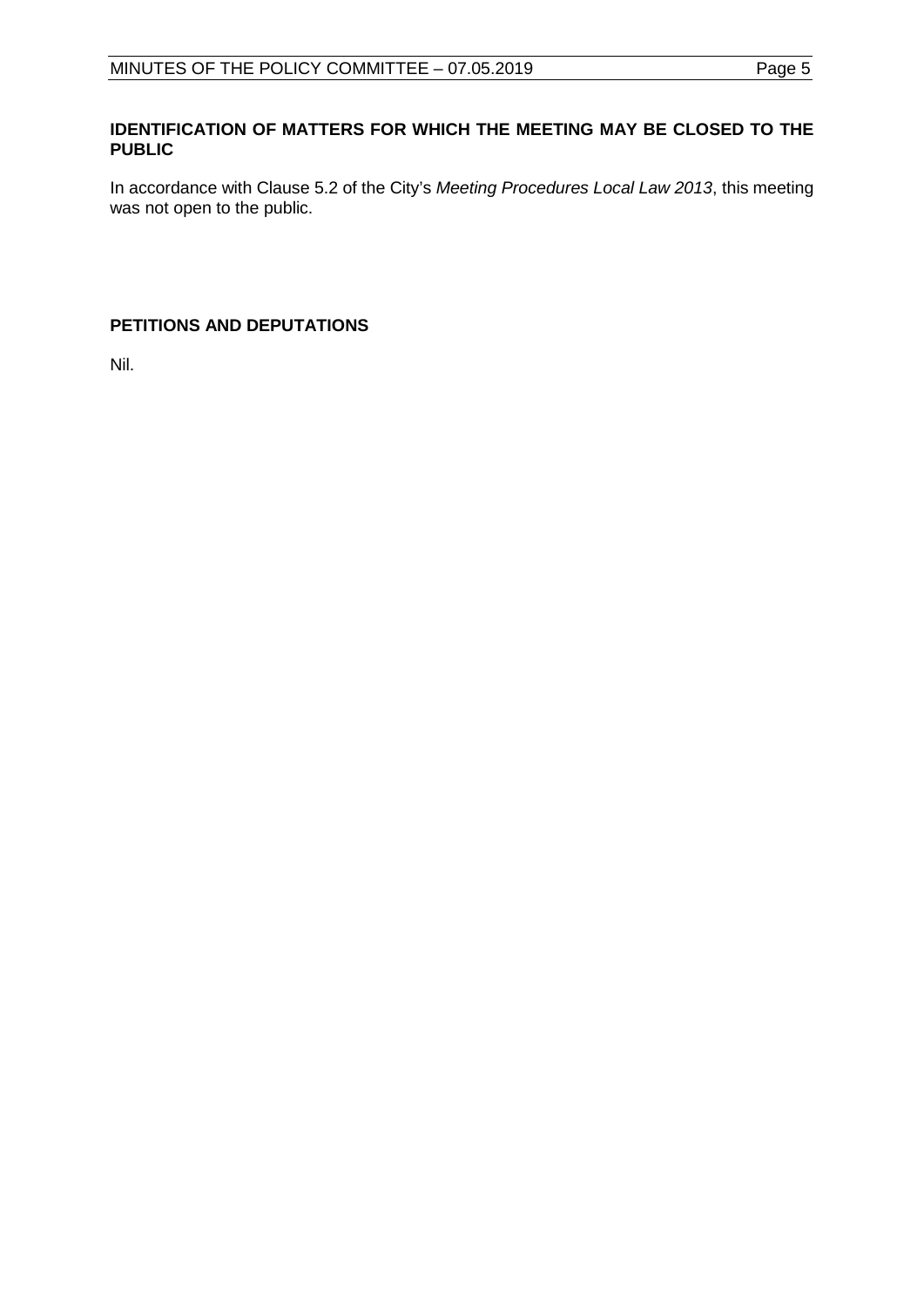**IDENTIFICATION OF MATTERS FOR WHICH THE MEETING MAY BE CLOSED TO THE PUBLIC**

In accordance with Clause 5.2 of the City's *Meeting Procedures Local Law 2013*, this meeting was not open to the public.

**PETITIONS AND DEPUTATIONS**

Nil.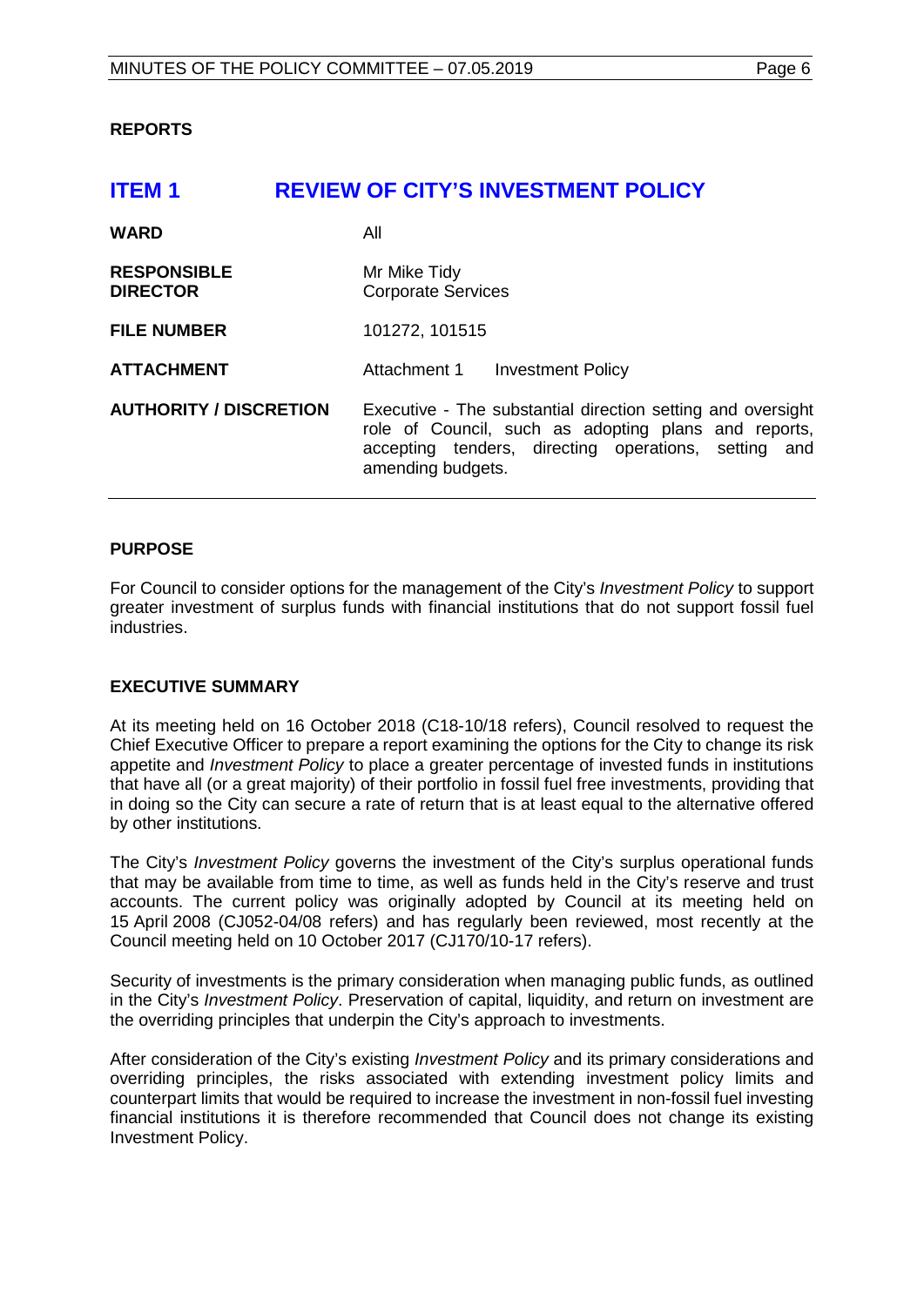## REPORTS

# ITEM 1 REVIEW OF CITY'S INVESTMENT POLICY

| | |
|---|---|
| **WARD** | All |
| **RESPONSIBLE DIRECTOR** | Mr Mike Tidy<br>Corporate Services |
| **FILE NUMBER** | 101272, 101515 |
| **ATTACHMENT** | Attachment 1 Investment Policy |
| **AUTHORITY / DISCRETION** | Executive - The substantial direction setting and oversight role of Council, such as adopting plans and reports, accepting tenders, directing operations, setting and amending budgets. |

### PURPOSE

For Council to consider options for the management of the City's *Investment Policy* to support greater investment of surplus funds with financial institutions that do not support fossil fuel industries.

### EXECUTIVE SUMMARY

At its meeting held on 16 October 2018 (C18-10/18 refers), Council resolved to request the Chief Executive Officer to prepare a report examining the options for the City to change its risk appetite and *Investment Policy* to place a greater percentage of invested funds in institutions that have all (or a great majority) of their portfolio in fossil fuel free investments, providing that in doing so the City can secure a rate of return that is at least equal to the alternative offered by other institutions.

The City's *Investment Policy* governs the investment of the City's surplus operational funds that may be available from time to time, as well as funds held in the City's reserve and trust accounts. The current policy was originally adopted by Council at its meeting held on 15 April 2008 (CJ052-04/08 refers) and has regularly been reviewed, most recently at the Council meeting held on 10 October 2017 (CJ170/10-17 refers).

Security of investments is the primary consideration when managing public funds, as outlined in the City's *Investment Policy*. Preservation of capital, liquidity, and return on investment are the overriding principles that underpin the City's approach to investments.

After consideration of the City's existing *Investment Policy* and its primary considerations and overriding principles, the risks associated with extending investment policy limits and counterpart limits that would be required to increase the investment in non-fossil fuel investing financial institutions it is therefore recommended that Council does not change its existing Investment Policy.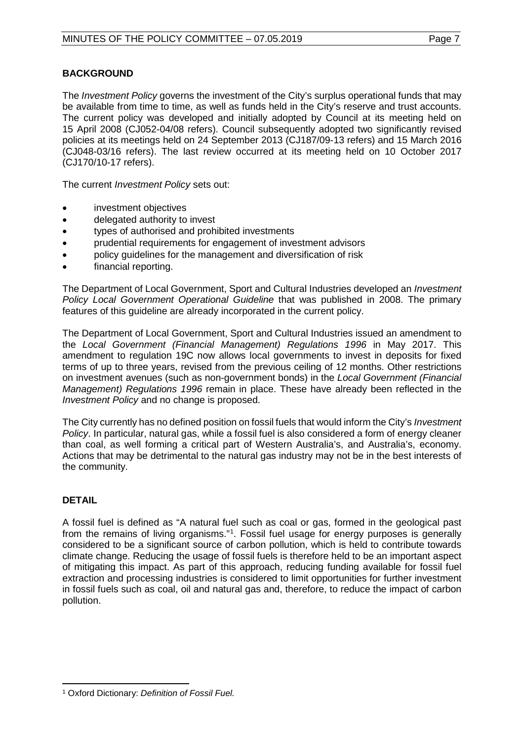## BACKGROUND

The *Investment Policy* governs the investment of the City's surplus operational funds that may be available from time to time, as well as funds held in the City's reserve and trust accounts. The current policy was developed and initially adopted by Council at its meeting held on 15 April 2008 (CJ052-04/08 refers). Council subsequently adopted two significantly revised policies at its meetings held on 24 September 2013 (CJ187/09-13 refers) and 15 March 2016 (CJ048-03/16 refers). The last review occurred at its meeting held on 10 October 2017 (CJ170/10-17 refers).

The current *Investment Policy* sets out:

- investment objectives
- delegated authority to invest
- types of authorised and prohibited investments
- prudential requirements for engagement of investment advisors
- policy guidelines for the management and diversification of risk
- financial reporting.

The Department of Local Government, Sport and Cultural Industries developed an *Investment Policy Local Government Operational Guideline* that was published in 2008. The primary features of this guideline are already incorporated in the current policy.

The Department of Local Government, Sport and Cultural Industries issued an amendment to the *Local Government (Financial Management) Regulations 1996* in May 2017. This amendment to regulation 19C now allows local governments to invest in deposits for fixed terms of up to three years, revised from the previous ceiling of 12 months. Other restrictions on investment avenues (such as non-government bonds) in the *Local Government (Financial Management) Regulations 1996* remain in place. These have already been reflected in the *Investment Policy* and no change is proposed.

The City currently has no defined position on fossil fuels that would inform the City's *Investment Policy*. In particular, natural gas, while a fossil fuel is also considered a form of energy cleaner than coal, as well forming a critical part of Western Australia's, and Australia's, economy. Actions that may be detrimental to the natural gas industry may not be in the best interests of the community.

## DETAIL

A fossil fuel is defined as "A natural fuel such as coal or gas, formed in the geological past from the remains of living organisms."[1]. Fossil fuel usage for energy purposes is generally considered to be a significant source of carbon pollution, which is held to contribute towards climate change. Reducing the usage of fossil fuels is therefore held to be an important aspect of mitigating this impact. As part of this approach, reducing funding available for fossil fuel extraction and processing industries is considered to limit opportunities for further investment in fossil fuels such as coal, oil and natural gas and, therefore, to reduce the impact of carbon pollution.

[1] Oxford Dictionary: *Definition of Fossil Fuel.*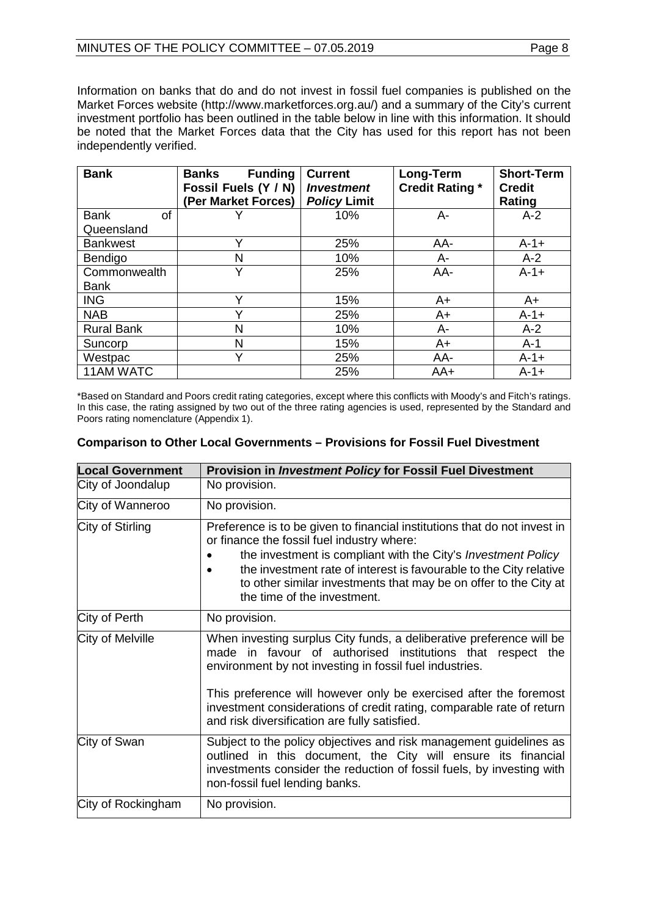Information on banks that do and do not invest in fossil fuel companies is published on the Market Forces website (http://www.marketforces.org.au/) and a summary of the City's current investment portfolio has been outlined in the table below in line with this information. It should be noted that the Market Forces data that the City has used for this report has not been independently verified.

| **Bank** | **Banks Funding Fossil Fuels (Y / N) (Per Market Forces)** | **Current *Investment Policy* Limit** | **Long-Term Credit Rating \*** | **Short-Term Credit Rating** |
|---|---|---|---|---|
| Bank of Queensland | Y | 10% | A- | A-2 |
| Bankwest | Y | 25% | AA- | A-1+ |
| Bendigo | N | 10% | A- | A-2 |
| Commonwealth Bank | Y | 25% | AA- | A-1+ |
| ING | Y | 15% | A+ | A+ |
| NAB | Y | 25% | A+ | A-1+ |
| Rural Bank | N | 10% | A- | A-2 |
| Suncorp | N | 15% | A+ | A-1 |
| Westpac | Y | 25% | AA- | A-1+ |
| 11AM WATC | | 25% | AA+ | A-1+ |

\*Based on Standard and Poors credit rating categories, except where this conflicts with Moody's and Fitch's ratings. In this case, the rating assigned by two out of the three rating agencies is used, represented by the Standard and Poors rating nomenclature (Appendix 1).

### Comparison to Other Local Governments – Provisions for Fossil Fuel Divestment

| **Local Government** | **Provision in *Investment Policy* for Fossil Fuel Divestment** |
|---|---|
| City of Joondalup | No provision. |
| City of Wanneroo | No provision. |
| City of Stirling | Preference is to be given to financial institutions that do not invest in or finance the fossil fuel industry where:<br>• the investment is compliant with the City's *Investment Policy*<br>• the investment rate of interest is favourable to the City relative to other similar investments that may be on offer to the City at the time of the investment. |
| City of Perth | No provision. |
| City of Melville | When investing surplus City funds, a deliberative preference will be made in favour of authorised institutions that respect the environment by not investing in fossil fuel industries.<br><br>This preference will however only be exercised after the foremost investment considerations of credit rating, comparable rate of return and risk diversification are fully satisfied. |
| City of Swan | Subject to the policy objectives and risk management guidelines as outlined in this document, the City will ensure its financial investments consider the reduction of fossil fuels, by investing with non-fossil fuel lending banks. |
| City of Rockingham | No provision. |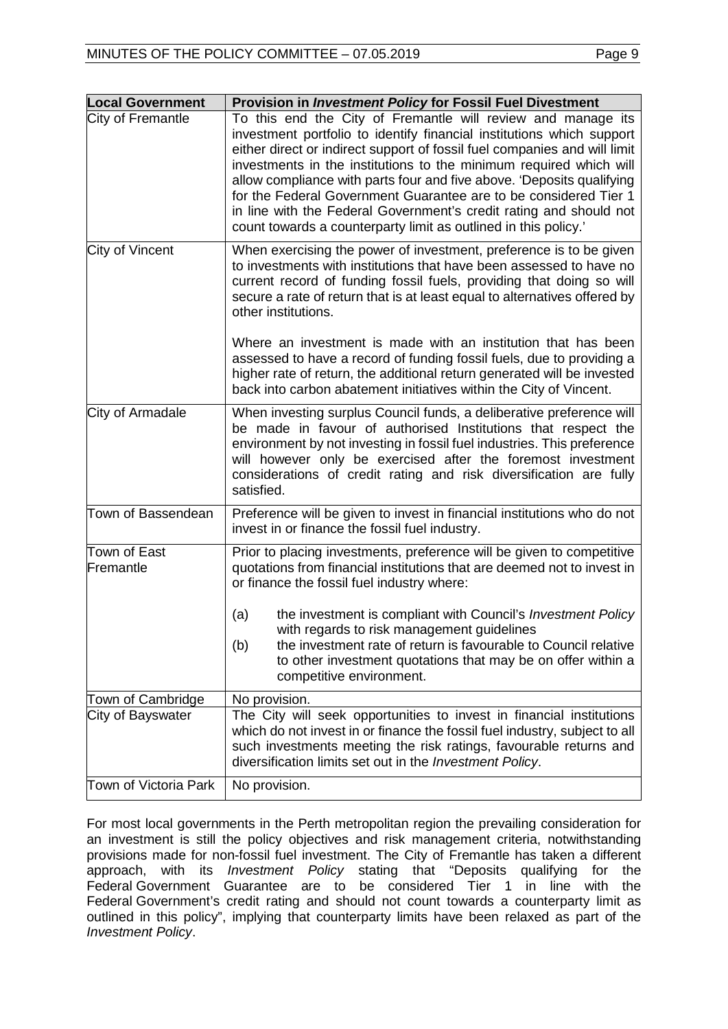| Local Government | Provision in *Investment Policy* for Fossil Fuel Divestment |
|---|---|
| City of Fremantle | To this end the City of Fremantle will review and manage its investment portfolio to identify financial institutions which support either direct or indirect support of fossil fuel companies and will limit investments in the institutions to the minimum required which will allow compliance with parts four and five above. 'Deposits qualifying for the Federal Government Guarantee are to be considered Tier 1 in line with the Federal Government's credit rating and should not count towards a counterparty limit as outlined in this policy.' |
| City of Vincent | When exercising the power of investment, preference is to be given to investments with institutions that have been assessed to have no current record of funding fossil fuels, providing that doing so will secure a rate of return that is at least equal to alternatives offered by other institutions.<br><br>Where an investment is made with an institution that has been assessed to have a record of funding fossil fuels, due to providing a higher rate of return, the additional return generated will be invested back into carbon abatement initiatives within the City of Vincent. |
| City of Armadale | When investing surplus Council funds, a deliberative preference will be made in favour of authorised Institutions that respect the environment by not investing in fossil fuel industries. This preference will however only be exercised after the foremost investment considerations of credit rating and risk diversification are fully satisfied. |
| Town of Bassendean | Preference will be given to invest in financial institutions who do not invest in or finance the fossil fuel industry. |
| Town of East Fremantle | Prior to placing investments, preference will be given to competitive quotations from financial institutions that are deemed not to invest in or finance the fossil fuel industry where:<br><br>(a) the investment is compliant with Council's *Investment Policy* with regards to risk management guidelines<br>(b) the investment rate of return is favourable to Council relative to other investment quotations that may be on offer within a competitive environment. |
| Town of Cambridge | No provision. |
| City of Bayswater | The City will seek opportunities to invest in financial institutions which do not invest in or finance the fossil fuel industry, subject to all such investments meeting the risk ratings, favourable returns and diversification limits set out in the *Investment Policy*. |
| Town of Victoria Park | No provision. |

For most local governments in the Perth metropolitan region the prevailing consideration for an investment is still the policy objectives and risk management criteria, notwithstanding provisions made for non-fossil fuel investment. The City of Fremantle has taken a different approach, with its *Investment Policy* stating that "Deposits qualifying for the Federal Government Guarantee are to be considered Tier 1 in line with the Federal Government's credit rating and should not count towards a counterparty limit as outlined in this policy", implying that counterparty limits have been relaxed as part of the *Investment Policy*.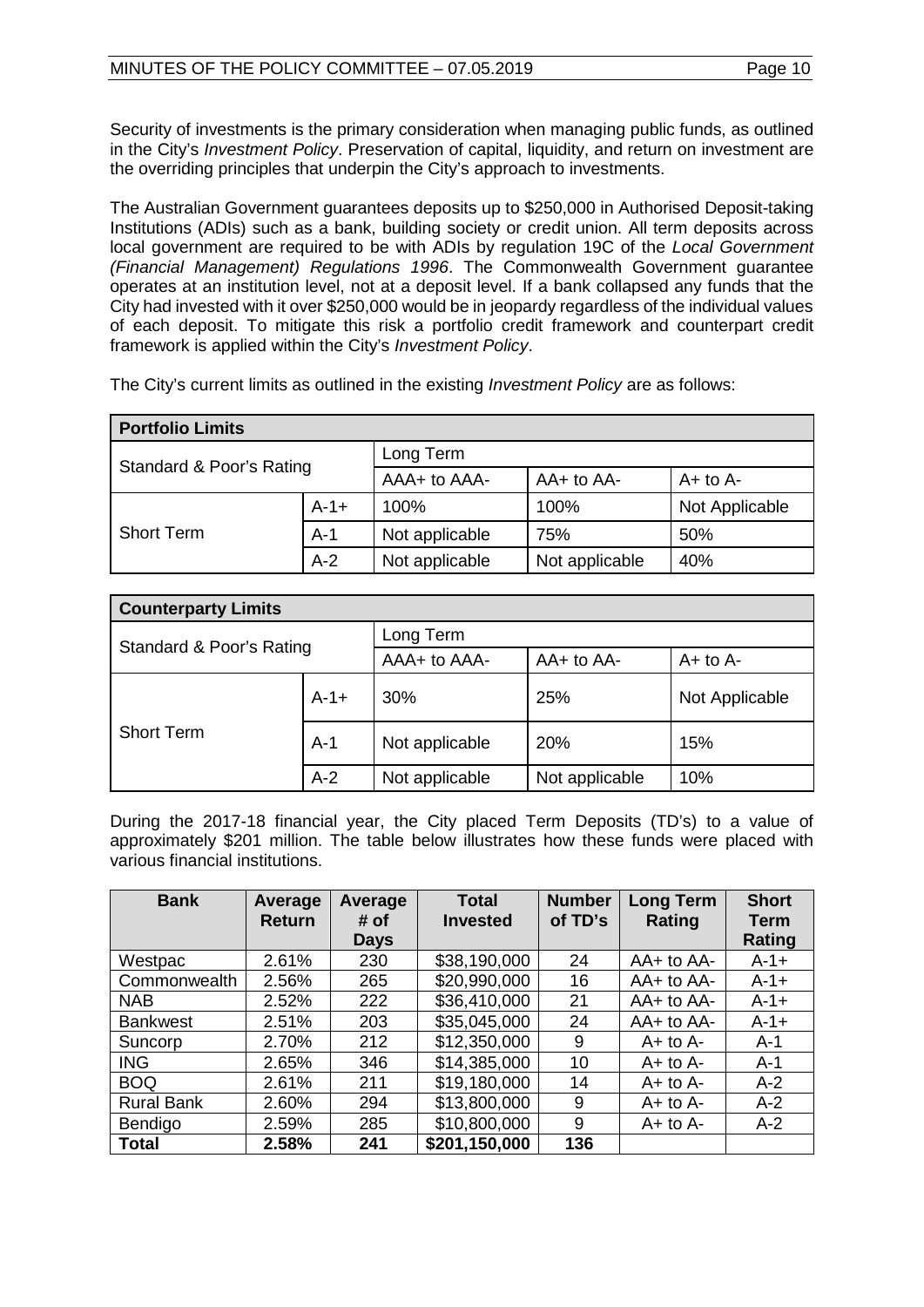Security of investments is the primary consideration when managing public funds, as outlined in the City's *Investment Policy*. Preservation of capital, liquidity, and return on investment are the overriding principles that underpin the City's approach to investments.

The Australian Government guarantees deposits up to $250,000 in Authorised Deposit-taking Institutions (ADIs) such as a bank, building society or credit union. All term deposits across local government are required to be with ADIs by regulation 19C of the *Local Government (Financial Management) Regulations 1996*. The Commonwealth Government guarantee operates at an institution level, not at a deposit level. If a bank collapsed any funds that the City had invested with it over $250,000 would be in jeopardy regardless of the individual values of each deposit. To mitigate this risk a portfolio credit framework and counterpart credit framework is applied within the City's *Investment Policy*.

The City's current limits as outlined in the existing *Investment Policy* are as follows:

| **Portfolio Limits** | | | | |
|---|---|---|---|---|
| Standard & Poor's Rating | | Long Term | | |
| | | AAA+ to AAA- | AA+ to AA- | A+ to A- |
| Short Term | A-1+ | 100% | 100% | Not Applicable |
| | A-1 | Not applicable | 75% | 50% |
| | A-2 | Not applicable | Not applicable | 40% |

| **Counterparty Limits** | | | | |
|---|---|---|---|---|
| Standard & Poor's Rating | | Long Term | | |
| | | AAA+ to AAA- | AA+ to AA- | A+ to A- |
| Short Term | A-1+ | 30% | 25% | Not Applicable |
| | A-1 | Not applicable | 20% | 15% |
| | A-2 | Not applicable | Not applicable | 10% |

During the 2017-18 financial year, the City placed Term Deposits (TD's) to a value of approximately $201 million. The table below illustrates how these funds were placed with various financial institutions.

| Bank | Average Return | Average # of Days | Total Invested | Number of TD's | Long Term Rating | Short Term Rating |
|---|---|---|---|---|---|---|
| Westpac | 2.61% | 230 | $38,190,000 | 24 | AA+ to AA- | A-1+ |
| Commonwealth | 2.56% | 265 | $20,990,000 | 16 | AA+ to AA- | A-1+ |
| NAB | 2.52% | 222 | $36,410,000 | 21 | AA+ to AA- | A-1+ |
| Bankwest | 2.51% | 203 | $35,045,000 | 24 | AA+ to AA- | A-1+ |
| Suncorp | 2.70% | 212 | $12,350,000 | 9 | A+ to A- | A-1 |
| ING | 2.65% | 346 | $14,385,000 | 10 | A+ to A- | A-1 |
| BOQ | 2.61% | 211 | $19,180,000 | 14 | A+ to A- | A-2 |
| Rural Bank | 2.60% | 294 | $13,800,000 | 9 | A+ to A- | A-2 |
| Bendigo | 2.59% | 285 | $10,800,000 | 9 | A+ to A- | A-2 |
| **Total** | **2.58%** | **241** | **$201,150,000** | **136** | | |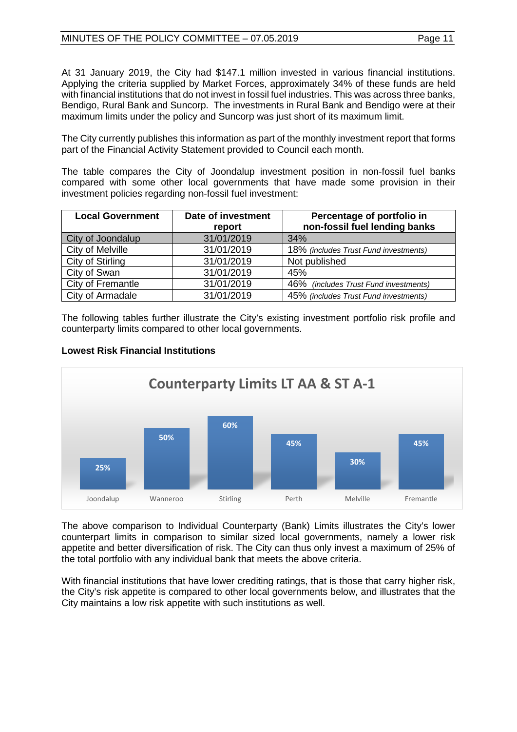At 31 January 2019, the City had $147.1 million invested in various financial institutions. Applying the criteria supplied by Market Forces, approximately 34% of these funds are held with financial institutions that do not invest in fossil fuel industries. This was across three banks, Bendigo, Rural Bank and Suncorp. The investments in Rural Bank and Bendigo were at their maximum limits under the policy and Suncorp was just short of its maximum limit.

The City currently publishes this information as part of the monthly investment report that forms part of the Financial Activity Statement provided to Council each month.

The table compares the City of Joondalup investment position in non-fossil fuel banks compared with some other local governments that have made some provision in their investment policies regarding non-fossil fuel investment:

| Local Government | Date of investment report | Percentage of portfolio in non-fossil fuel lending banks |
|---|---|---|
| City of Joondalup | 31/01/2019 | 34% |
| City of Melville | 31/01/2019 | 18% *(includes Trust Fund investments)* |
| City of Stirling | 31/01/2019 | Not published |
| City of Swan | 31/01/2019 | 45% |
| City of Fremantle | 31/01/2019 | 46% *(includes Trust Fund investments)* |
| City of Armadale | 31/01/2019 | 45% *(includes Trust Fund investments)* |

The following tables further illustrate the City's existing investment portfolio risk profile and counterparty limits compared to other local governments.

**Lowest Risk Financial Institutions**

**Counterparty Limits LT AA & ST A-1**

| Joondalup | Wanneroo | Stirling | Perth | Melville | Fremantle |
|---|---|---|---|---|---|
| 25% | 50% | 60% | 45% | 30% | 45% |

The above comparison to Individual Counterparty (Bank) Limits illustrates the City's lower counterpart limits in comparison to similar sized local governments, namely a lower risk appetite and better diversification of risk. The City can thus only invest a maximum of 25% of the total portfolio with any individual bank that meets the above criteria.

With financial institutions that have lower crediting ratings, that is those that carry higher risk, the City's risk appetite is compared to other local governments below, and illustrates that the City maintains a low risk appetite with such institutions as well.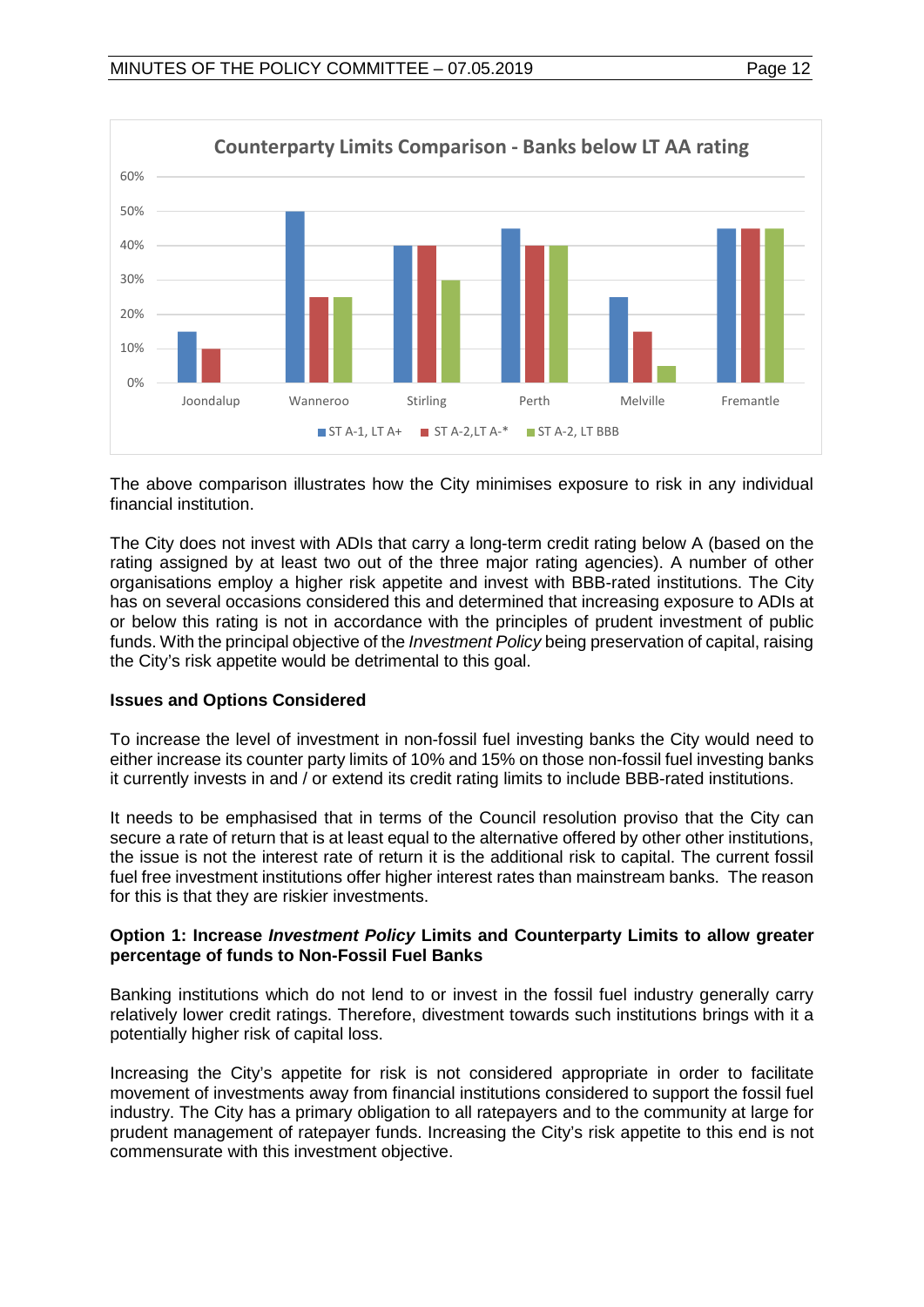**Counterparty Limits Comparison - Banks below LT AA rating**

| | ST A-1, LT A+ | ST A-2,LT A-* | ST A-2, LT BBB |
|---|---|---|---|
| Joondalup | 15% | 10% | 0% |
| Wanneroo | 50% | 25% | 25% |
| Stirling | 40% | 40% | 30% |
| Perth | 45% | 40% | 40% |
| Melville | 25% | 15% | 5% |
| Fremantle | 45% | 45% | 45% |

The above comparison illustrates how the City minimises exposure to risk in any individual financial institution.

The City does not invest with ADIs that carry a long-term credit rating below A (based on the rating assigned by at least two out of the three major rating agencies). A number of other organisations employ a higher risk appetite and invest with BBB-rated institutions. The City has on several occasions considered this and determined that increasing exposure to ADIs at or below this rating is not in accordance with the principles of prudent investment of public funds. With the principal objective of the *Investment Policy* being preservation of capital, raising the City's risk appetite would be detrimental to this goal.

**Issues and Options Considered**

To increase the level of investment in non-fossil fuel investing banks the City would need to either increase its counter party limits of 10% and 15% on those non-fossil fuel investing banks it currently invests in and / or extend its credit rating limits to include BBB-rated institutions.

It needs to be emphasised that in terms of the Council resolution proviso that the City can secure a rate of return that is at least equal to the alternative offered by other other institutions, the issue is not the interest rate of return it is the additional risk to capital. The current fossil fuel free investment institutions offer higher interest rates than mainstream banks. The reason for this is that they are riskier investments.

**Option 1: Increase *Investment Policy* Limits and Counterparty Limits to allow greater percentage of funds to Non-Fossil Fuel Banks**

Banking institutions which do not lend to or invest in the fossil fuel industry generally carry relatively lower credit ratings. Therefore, divestment towards such institutions brings with it a potentially higher risk of capital loss.

Increasing the City's appetite for risk is not considered appropriate in order to facilitate movement of investments away from financial institutions considered to support the fossil fuel industry. The City has a primary obligation to all ratepayers and to the community at large for prudent management of ratepayer funds. Increasing the City's risk appetite to this end is not commensurate with this investment objective.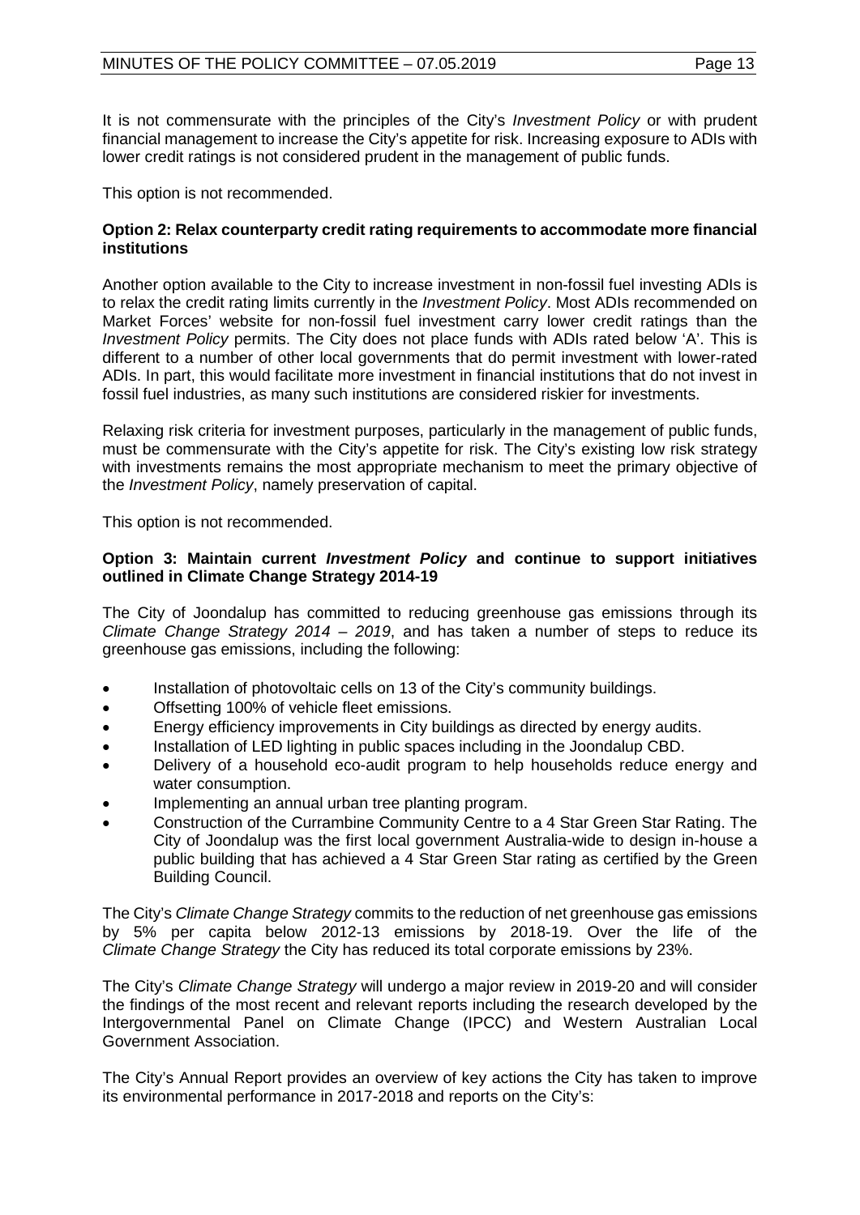It is not commensurate with the principles of the City's *Investment Policy* or with prudent financial management to increase the City's appetite for risk. Increasing exposure to ADIs with lower credit ratings is not considered prudent in the management of public funds.

This option is not recommended.

**Option 2: Relax counterparty credit rating requirements to accommodate more financial institutions**

Another option available to the City to increase investment in non-fossil fuel investing ADIs is to relax the credit rating limits currently in the *Investment Policy*. Most ADIs recommended on Market Forces' website for non-fossil fuel investment carry lower credit ratings than the *Investment Policy* permits. The City does not place funds with ADIs rated below 'A'. This is different to a number of other local governments that do permit investment with lower-rated ADIs. In part, this would facilitate more investment in financial institutions that do not invest in fossil fuel industries, as many such institutions are considered riskier for investments.

Relaxing risk criteria for investment purposes, particularly in the management of public funds, must be commensurate with the City's appetite for risk. The City's existing low risk strategy with investments remains the most appropriate mechanism to meet the primary objective of the *Investment Policy*, namely preservation of capital.

This option is not recommended.

**Option 3: Maintain current *Investment Policy* and continue to support initiatives outlined in Climate Change Strategy 2014-19**

The City of Joondalup has committed to reducing greenhouse gas emissions through its *Climate Change Strategy 2014 – 2019*, and has taken a number of steps to reduce its greenhouse gas emissions, including the following:

- Installation of photovoltaic cells on 13 of the City's community buildings.
- Offsetting 100% of vehicle fleet emissions.
- Energy efficiency improvements in City buildings as directed by energy audits.
- Installation of LED lighting in public spaces including in the Joondalup CBD.
- Delivery of a household eco-audit program to help households reduce energy and water consumption.
- Implementing an annual urban tree planting program.
- Construction of the Currambine Community Centre to a 4 Star Green Star Rating. The City of Joondalup was the first local government Australia-wide to design in-house a public building that has achieved a 4 Star Green Star rating as certified by the Green Building Council.

The City's *Climate Change Strategy* commits to the reduction of net greenhouse gas emissions by 5% per capita below 2012-13 emissions by 2018-19. Over the life of the *Climate Change Strategy* the City has reduced its total corporate emissions by 23%.

The City's *Climate Change Strategy* will undergo a major review in 2019-20 and will consider the findings of the most recent and relevant reports including the research developed by the Intergovernmental Panel on Climate Change (IPCC) and Western Australian Local Government Association.

The City's Annual Report provides an overview of key actions the City has taken to improve its environmental performance in 2017-2018 and reports on the City's: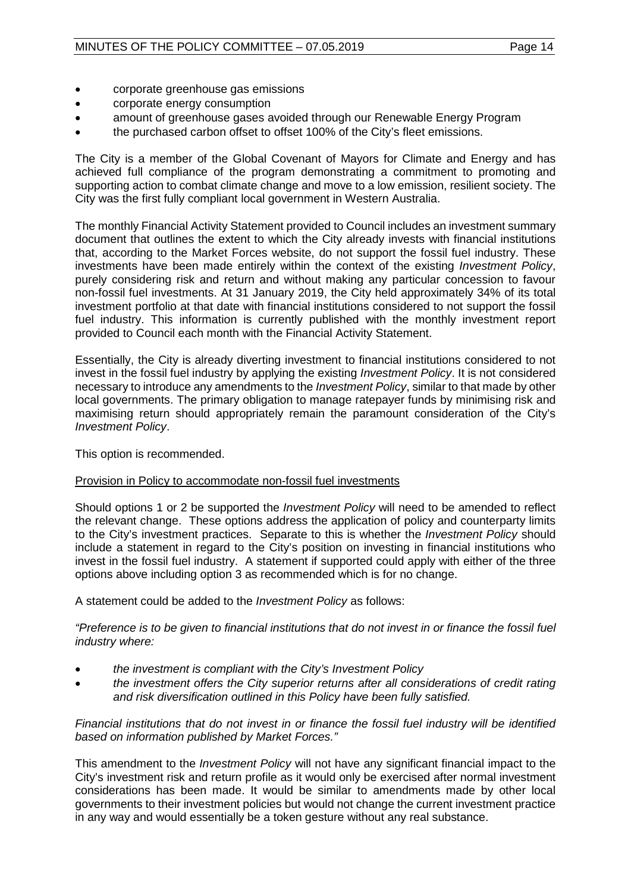- corporate greenhouse gas emissions
- corporate energy consumption
- amount of greenhouse gases avoided through our Renewable Energy Program
- the purchased carbon offset to offset 100% of the City's fleet emissions.

The City is a member of the Global Covenant of Mayors for Climate and Energy and has achieved full compliance of the program demonstrating a commitment to promoting and supporting action to combat climate change and move to a low emission, resilient society. The City was the first fully compliant local government in Western Australia.

The monthly Financial Activity Statement provided to Council includes an investment summary document that outlines the extent to which the City already invests with financial institutions that, according to the Market Forces website, do not support the fossil fuel industry. These investments have been made entirely within the context of the existing *Investment Policy*, purely considering risk and return and without making any particular concession to favour non-fossil fuel investments. At 31 January 2019, the City held approximately 34% of its total investment portfolio at that date with financial institutions considered to not support the fossil fuel industry. This information is currently published with the monthly investment report provided to Council each month with the Financial Activity Statement.

Essentially, the City is already diverting investment to financial institutions considered to not invest in the fossil fuel industry by applying the existing *Investment Policy*. It is not considered necessary to introduce any amendments to the *Investment Policy*, similar to that made by other local governments. The primary obligation to manage ratepayer funds by minimising risk and maximising return should appropriately remain the paramount consideration of the City's *Investment Policy*.

This option is recommended.

<u>Provision in Policy to accommodate non-fossil fuel investments</u>

Should options 1 or 2 be supported the *Investment Policy* will need to be amended to reflect the relevant change. These options address the application of policy and counterparty limits to the City's investment practices. Separate to this is whether the *Investment Policy* should include a statement in regard to the City's position on investing in financial institutions who invest in the fossil fuel industry. A statement if supported could apply with either of the three options above including option 3 as recommended which is for no change.

A statement could be added to the *Investment Policy* as follows:

*"Preference is to be given to financial institutions that do not invest in or finance the fossil fuel industry where:*

- *the investment is compliant with the City's Investment Policy*
- *the investment offers the City superior returns after all considerations of credit rating and risk diversification outlined in this Policy have been fully satisfied.*

*Financial institutions that do not invest in or finance the fossil fuel industry will be identified based on information published by Market Forces."*

This amendment to the *Investment Policy* will not have any significant financial impact to the City's investment risk and return profile as it would only be exercised after normal investment considerations has been made. It would be similar to amendments made by other local governments to their investment policies but would not change the current investment practice in any way and would essentially be a token gesture without any real substance.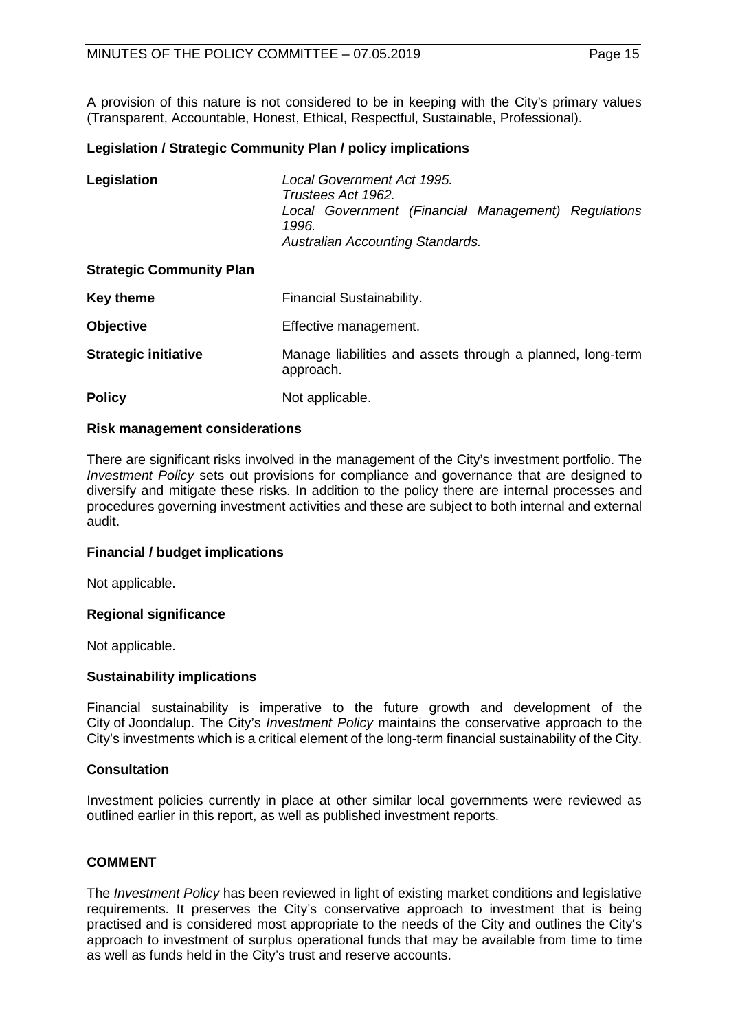A provision of this nature is not considered to be in keeping with the City's primary values (Transparent, Accountable, Honest, Ethical, Respectful, Sustainable, Professional).

**Legislation / Strategic Community Plan / policy implications**

| | |
|---|---|
| **Legislation** | *Local Government Act 1995.*<br>*Trustees Act 1962.*<br>*Local Government (Financial Management) Regulations 1996.*<br>*Australian Accounting Standards.* |
| **Strategic Community Plan** | |
| **Key theme** | Financial Sustainability. |
| **Objective** | Effective management. |
| **Strategic initiative** | Manage liabilities and assets through a planned, long-term approach. |
| **Policy** | Not applicable. |

**Risk management considerations**

There are significant risks involved in the management of the City's investment portfolio. The *Investment Policy* sets out provisions for compliance and governance that are designed to diversify and mitigate these risks. In addition to the policy there are internal processes and procedures governing investment activities and these are subject to both internal and external audit.

**Financial / budget implications**

Not applicable.

**Regional significance**

Not applicable.

**Sustainability implications**

Financial sustainability is imperative to the future growth and development of the City of Joondalup. The City's *Investment Policy* maintains the conservative approach to the City's investments which is a critical element of the long-term financial sustainability of the City.

**Consultation**

Investment policies currently in place at other similar local governments were reviewed as outlined earlier in this report, as well as published investment reports.

**COMMENT**

The *Investment Policy* has been reviewed in light of existing market conditions and legislative requirements. It preserves the City's conservative approach to investment that is being practised and is considered most appropriate to the needs of the City and outlines the City's approach to investment of surplus operational funds that may be available from time to time as well as funds held in the City's trust and reserve accounts.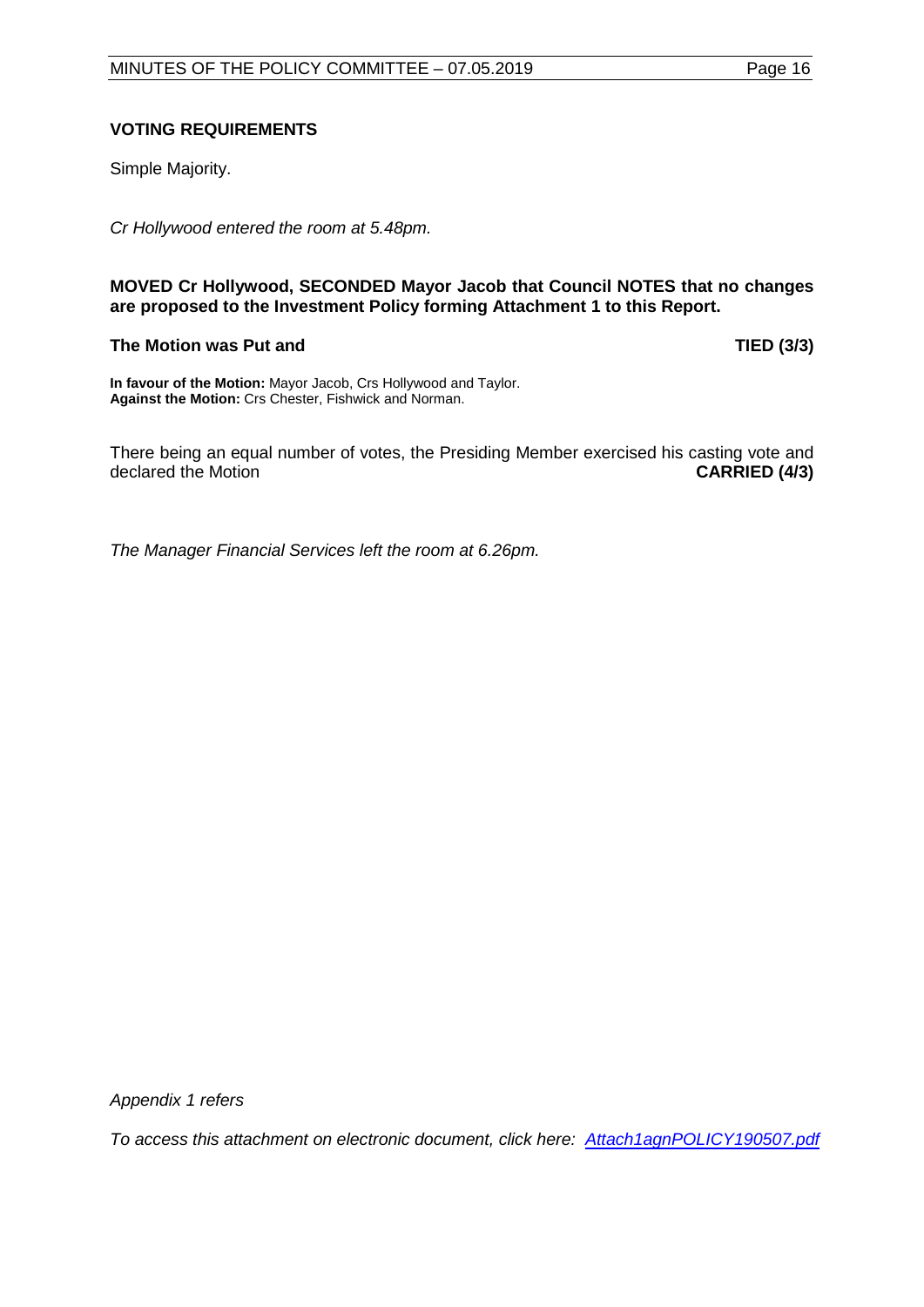### VOTING REQUIREMENTS

Simple Majority.

*Cr Hollywood entered the room at 5.48pm.*

**MOVED Cr Hollywood, SECONDED Mayor Jacob that Council NOTES that no changes are proposed to the Investment Policy forming Attachment 1 to this Report.**

**The Motion was Put and** **TIED (3/3)**

**In favour of the Motion:** Mayor Jacob, Crs Hollywood and Taylor.
**Against the Motion:** Crs Chester, Fishwick and Norman.

There being an equal number of votes, the Presiding Member exercised his casting vote and declared the Motion **CARRIED (4/3)**

*The Manager Financial Services left the room at 6.26pm.*

*Appendix 1 refers*

*To access this attachment on electronic document, click here: Attach1agnPOLICY190507.pdf*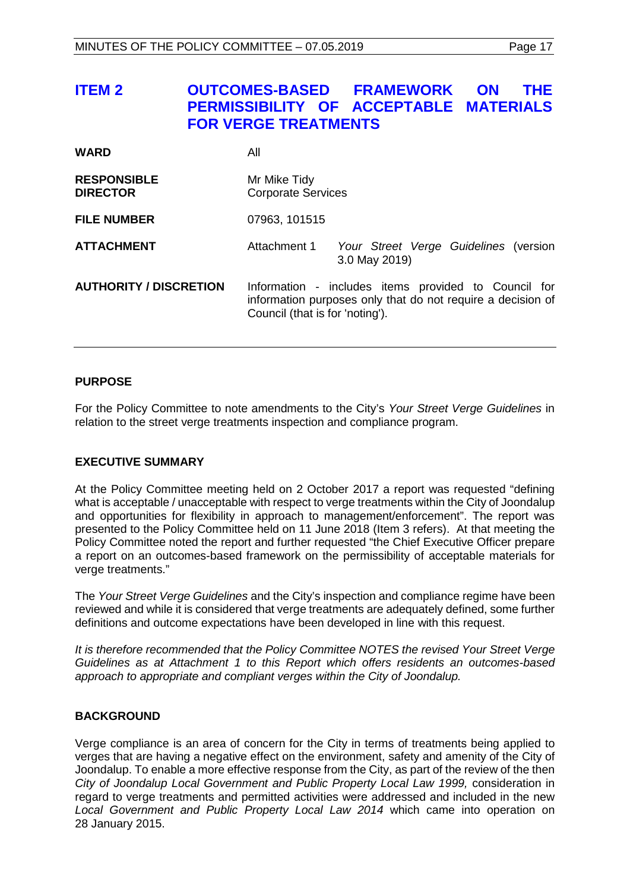## ITEM 2 OUTCOMES-BASED FRAMEWORK ON THE PERMISSIBILITY OF ACCEPTABLE MATERIALS FOR VERGE TREATMENTS

| | |
|---|---|
| **WARD** | All |
| **RESPONSIBLE DIRECTOR** | Mr Mike Tidy<br>Corporate Services |
| **FILE NUMBER** | 07963, 101515 |
| **ATTACHMENT** | Attachment 1 *Your Street Verge Guidelines* (version 3.0 May 2019) |
| **AUTHORITY / DISCRETION** | Information - includes items provided to Council for information purposes only that do not require a decision of Council (that is for 'noting'). |

### PURPOSE

For the Policy Committee to note amendments to the City's *Your Street Verge Guidelines* in relation to the street verge treatments inspection and compliance program.

### EXECUTIVE SUMMARY

At the Policy Committee meeting held on 2 October 2017 a report was requested "defining what is acceptable / unacceptable with respect to verge treatments within the City of Joondalup and opportunities for flexibility in approach to management/enforcement". The report was presented to the Policy Committee held on 11 June 2018 (Item 3 refers). At that meeting the Policy Committee noted the report and further requested "the Chief Executive Officer prepare a report on an outcomes-based framework on the permissibility of acceptable materials for verge treatments."

The *Your Street Verge Guidelines* and the City's inspection and compliance regime have been reviewed and while it is considered that verge treatments are adequately defined, some further definitions and outcome expectations have been developed in line with this request.

*It is therefore recommended that the Policy Committee NOTES the revised Your Street Verge Guidelines as at Attachment 1 to this Report which offers residents an outcomes-based approach to appropriate and compliant verges within the City of Joondalup.*

### BACKGROUND

Verge compliance is an area of concern for the City in terms of treatments being applied to verges that are having a negative effect on the environment, safety and amenity of the City of Joondalup. To enable a more effective response from the City, as part of the review of the then *City of Joondalup Local Government and Public Property Local Law 1999,* consideration in regard to verge treatments and permitted activities were addressed and included in the new *Local Government and Public Property Local Law 2014* which came into operation on 28 January 2015.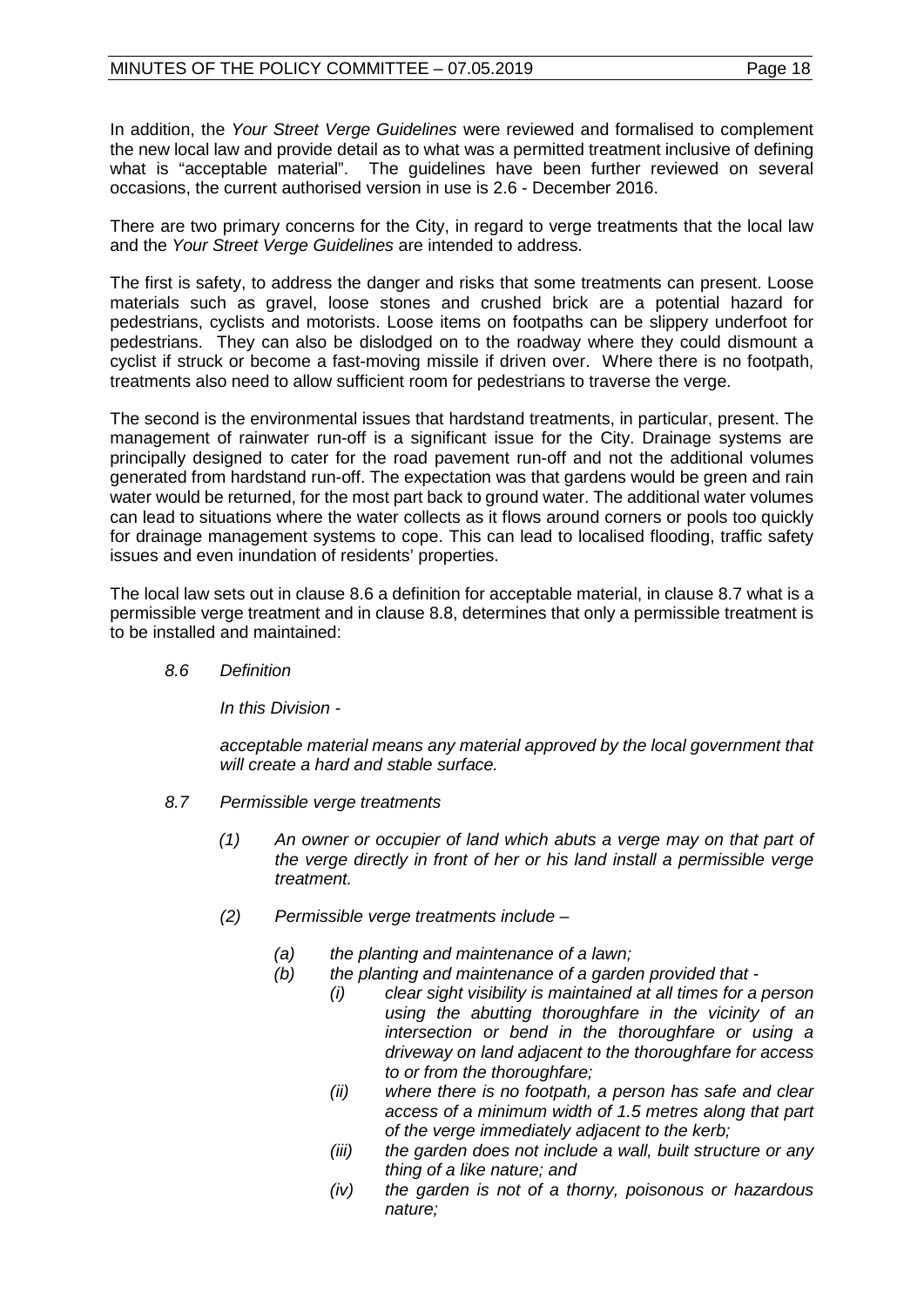In addition, the *Your Street Verge Guidelines* were reviewed and formalised to complement the new local law and provide detail as to what was a permitted treatment inclusive of defining what is "acceptable material". The guidelines have been further reviewed on several occasions, the current authorised version in use is 2.6 - December 2016.

There are two primary concerns for the City, in regard to verge treatments that the local law and the *Your Street Verge Guidelines* are intended to address.

The first is safety, to address the danger and risks that some treatments can present. Loose materials such as gravel, loose stones and crushed brick are a potential hazard for pedestrians, cyclists and motorists. Loose items on footpaths can be slippery underfoot for pedestrians. They can also be dislodged on to the roadway where they could dismount a cyclist if struck or become a fast-moving missile if driven over. Where there is no footpath, treatments also need to allow sufficient room for pedestrians to traverse the verge.

The second is the environmental issues that hardstand treatments, in particular, present. The management of rainwater run-off is a significant issue for the City. Drainage systems are principally designed to cater for the road pavement run-off and not the additional volumes generated from hardstand run-off. The expectation was that gardens would be green and rain water would be returned, for the most part back to ground water. The additional water volumes can lead to situations where the water collects as it flows around corners or pools too quickly for drainage management systems to cope. This can lead to localised flooding, traffic safety issues and even inundation of residents' properties.

The local law sets out in clause 8.6 a definition for acceptable material, in clause 8.7 what is a permissible verge treatment and in clause 8.8, determines that only a permissible treatment is to be installed and maintained:

> *8.6 Definition*
>
> *In this Division -*
>
> *acceptable material means any material approved by the local government that will create a hard and stable surface.*
>
> *8.7 Permissible verge treatments*
>
> *(1) An owner or occupier of land which abuts a verge may on that part of the verge directly in front of her or his land install a permissible verge treatment.*
>
> *(2) Permissible verge treatments include –*
>
> *(a) the planting and maintenance of a lawn;*
>
> *(b) the planting and maintenance of a garden provided that -*
>
> *(i) clear sight visibility is maintained at all times for a person using the abutting thoroughfare in the vicinity of an intersection or bend in the thoroughfare or using a driveway on land adjacent to the thoroughfare for access to or from the thoroughfare;*
>
> *(ii) where there is no footpath, a person has safe and clear access of a minimum width of 1.5 metres along that part of the verge immediately adjacent to the kerb;*
>
> *(iii) the garden does not include a wall, built structure or any thing of a like nature; and*
>
> *(iv) the garden is not of a thorny, poisonous or hazardous nature;*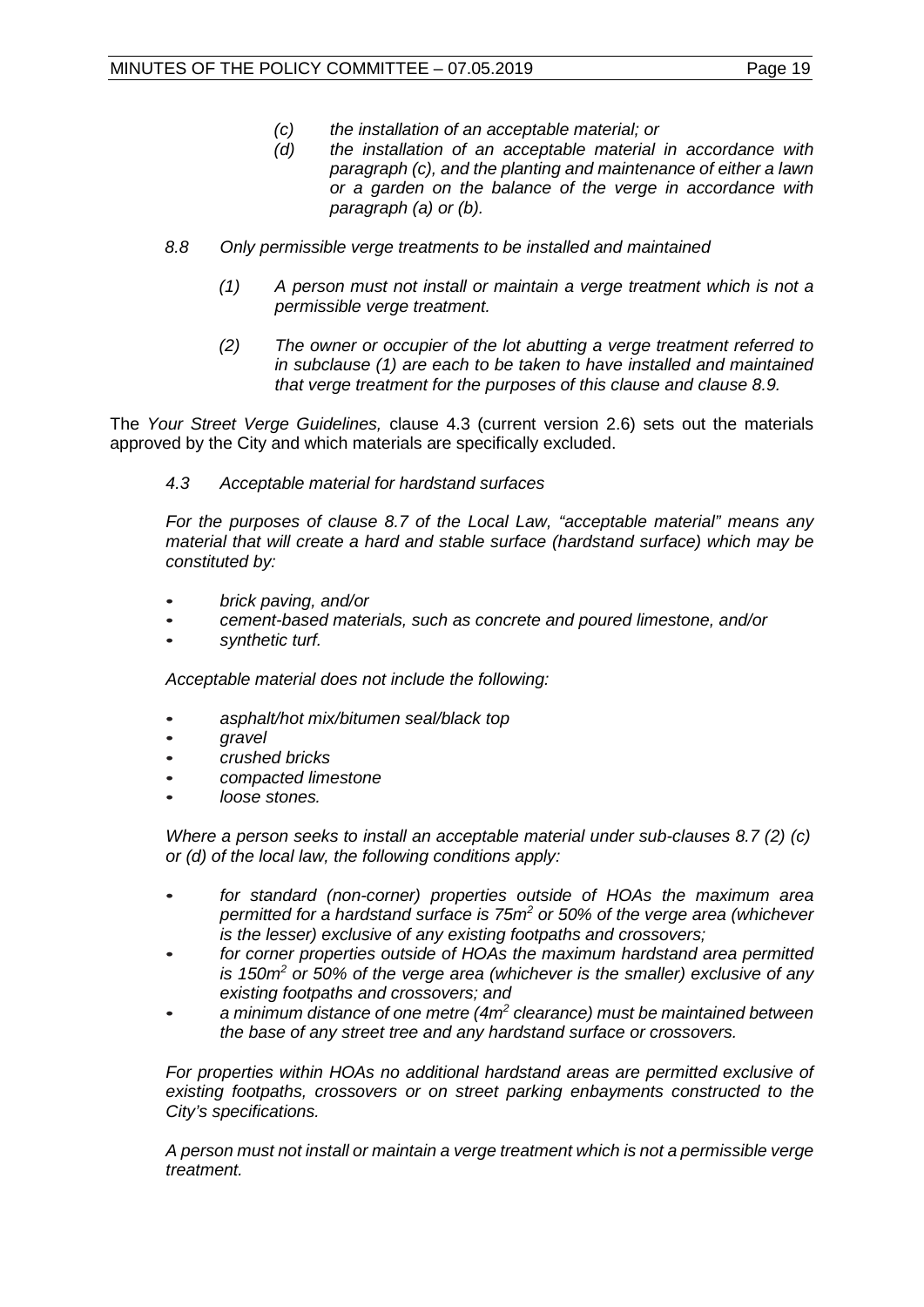*(c) the installation of an acceptable material; or*

*(d) the installation of an acceptable material in accordance with paragraph (c), and the planting and maintenance of either a lawn or a garden on the balance of the verge in accordance with paragraph (a) or (b).*

*8.8 Only permissible verge treatments to be installed and maintained*

*(1) A person must not install or maintain a verge treatment which is not a permissible verge treatment.*

*(2) The owner or occupier of the lot abutting a verge treatment referred to in subclause (1) are each to be taken to have installed and maintained that verge treatment for the purposes of this clause and clause 8.9.*

The *Your Street Verge Guidelines,* clause 4.3 (current version 2.6) sets out the materials approved by the City and which materials are specifically excluded.

*4.3 Acceptable material for hardstand surfaces*

*For the purposes of clause 8.7 of the Local Law, "acceptable material" means any material that will create a hard and stable surface (hardstand surface) which may be constituted by:*

- *brick paving, and/or*
- *cement-based materials, such as concrete and poured limestone, and/or*
- *synthetic turf.*

*Acceptable material does not include the following:*

- *asphalt/hot mix/bitumen seal/black top*
- *gravel*
- *crushed bricks*
- *compacted limestone*
- *loose stones.*

*Where a person seeks to install an acceptable material under sub-clauses 8.7 (2) (c) or (d) of the local law, the following conditions apply:*

- *for standard (non-corner) properties outside of HOAs the maximum area permitted for a hardstand surface is 75m² or 50% of the verge area (whichever is the lesser) exclusive of any existing footpaths and crossovers;*
- *for corner properties outside of HOAs the maximum hardstand area permitted is 150m² or 50% of the verge area (whichever is the smaller) exclusive of any existing footpaths and crossovers; and*
- *a minimum distance of one metre (4m² clearance) must be maintained between the base of any street tree and any hardstand surface or crossovers.*

*For properties within HOAs no additional hardstand areas are permitted exclusive of existing footpaths, crossovers or on street parking enbayments constructed to the City's specifications.*

*A person must not install or maintain a verge treatment which is not a permissible verge treatment.*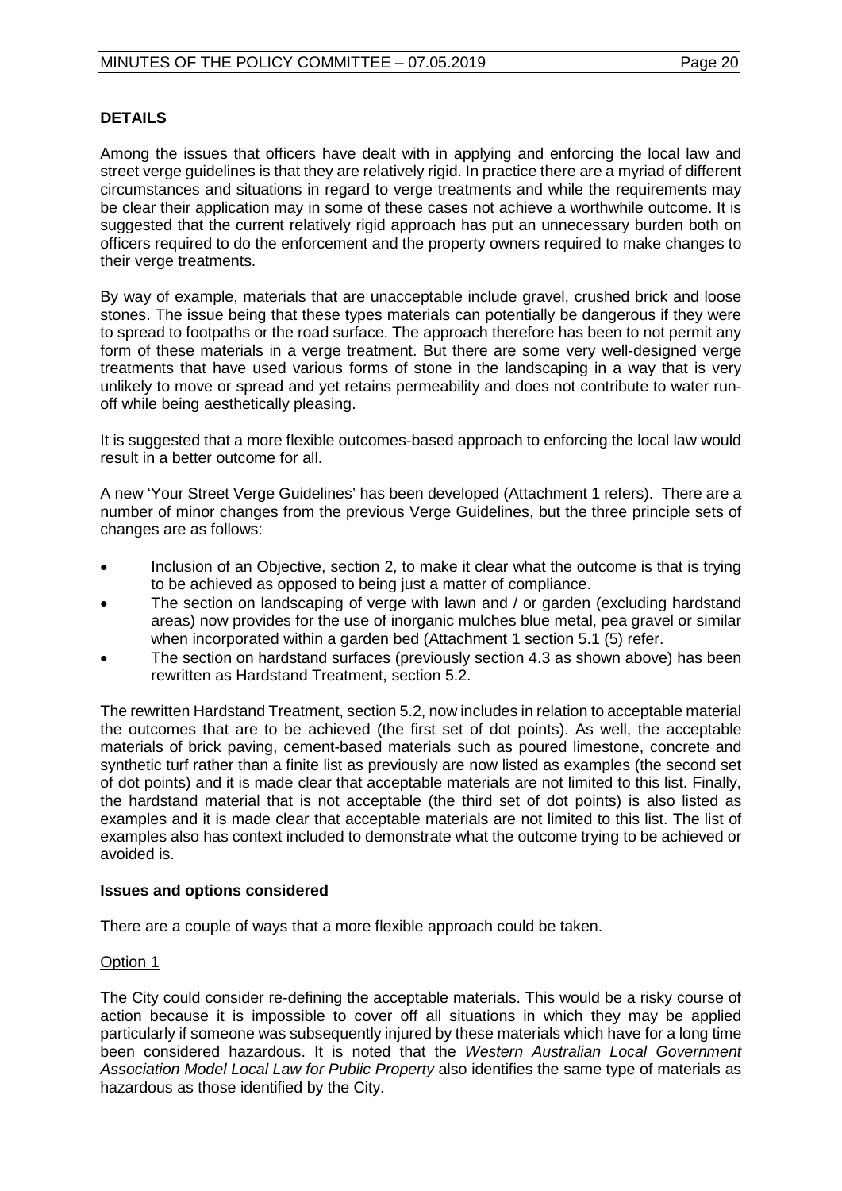**DETAILS**

Among the issues that officers have dealt with in applying and enforcing the local law and street verge guidelines is that they are relatively rigid. In practice there are a myriad of different circumstances and situations in regard to verge treatments and while the requirements may be clear their application may in some of these cases not achieve a worthwhile outcome. It is suggested that the current relatively rigid approach has put an unnecessary burden both on officers required to do the enforcement and the property owners required to make changes to their verge treatments.

By way of example, materials that are unacceptable include gravel, crushed brick and loose stones. The issue being that these types materials can potentially be dangerous if they were to spread to footpaths or the road surface. The approach therefore has been to not permit any form of these materials in a verge treatment. But there are some very well-designed verge treatments that have used various forms of stone in the landscaping in a way that is very unlikely to move or spread and yet retains permeability and does not contribute to water run-off while being aesthetically pleasing.

It is suggested that a more flexible outcomes-based approach to enforcing the local law would result in a better outcome for all.

A new 'Your Street Verge Guidelines' has been developed (Attachment 1 refers). There are a number of minor changes from the previous Verge Guidelines, but the three principle sets of changes are as follows:

- Inclusion of an Objective, section 2, to make it clear what the outcome is that is trying to be achieved as opposed to being just a matter of compliance.
- The section on landscaping of verge with lawn and / or garden (excluding hardstand areas) now provides for the use of inorganic mulches blue metal, pea gravel or similar when incorporated within a garden bed (Attachment 1 section 5.1 (5) refer.
- The section on hardstand surfaces (previously section 4.3 as shown above) has been rewritten as Hardstand Treatment, section 5.2.

The rewritten Hardstand Treatment, section 5.2, now includes in relation to acceptable material the outcomes that are to be achieved (the first set of dot points). As well, the acceptable materials of brick paving, cement-based materials such as poured limestone, concrete and synthetic turf rather than a finite list as previously are now listed as examples (the second set of dot points) and it is made clear that acceptable materials are not limited to this list. Finally, the hardstand material that is not acceptable (the third set of dot points) is also listed as examples and it is made clear that acceptable materials are not limited to this list. The list of examples also has context included to demonstrate what the outcome trying to be achieved or avoided is.

**Issues and options considered**

There are a couple of ways that a more flexible approach could be taken.

Option 1

The City could consider re-defining the acceptable materials. This would be a risky course of action because it is impossible to cover off all situations in which they may be applied particularly if someone was subsequently injured by these materials which have for a long time been considered hazardous. It is noted that the *Western Australian Local Government Association Model Local Law for Public Property* also identifies the same type of materials as hazardous as those identified by the City.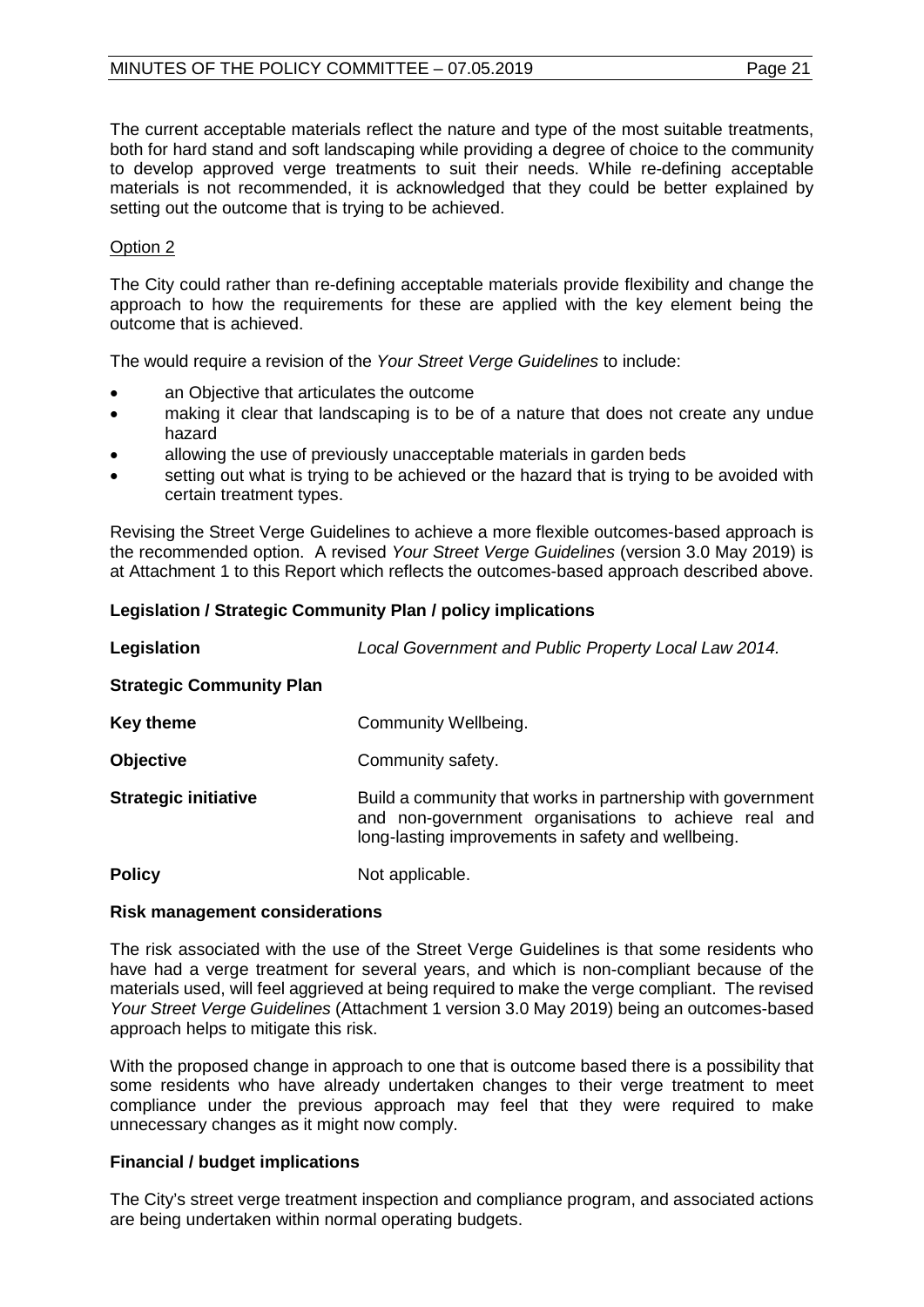The current acceptable materials reflect the nature and type of the most suitable treatments, both for hard stand and soft landscaping while providing a degree of choice to the community to develop approved verge treatments to suit their needs. While re-defining acceptable materials is not recommended, it is acknowledged that they could be better explained by setting out the outcome that is trying to be achieved.

Option 2

The City could rather than re-defining acceptable materials provide flexibility and change the approach to how the requirements for these are applied with the key element being the outcome that is achieved.

The would require a revision of the *Your Street Verge Guidelines* to include:

- an Objective that articulates the outcome
- making it clear that landscaping is to be of a nature that does not create any undue hazard
- allowing the use of previously unacceptable materials in garden beds
- setting out what is trying to be achieved or the hazard that is trying to be avoided with certain treatment types.

Revising the Street Verge Guidelines to achieve a more flexible outcomes-based approach is the recommended option. A revised *Your Street Verge Guidelines* (version 3.0 May 2019) is at Attachment 1 to this Report which reflects the outcomes-based approach described above.

**Legislation / Strategic Community Plan / policy implications**

| | |
|---|---|
| **Legislation** | *Local Government and Public Property Local Law 2014.* |
| **Strategic Community Plan** | |
| **Key theme** | Community Wellbeing. |
| **Objective** | Community safety. |
| **Strategic initiative** | Build a community that works in partnership with government and non-government organisations to achieve real and long-lasting improvements in safety and wellbeing. |
| **Policy** | Not applicable. |

**Risk management considerations**

The risk associated with the use of the Street Verge Guidelines is that some residents who have had a verge treatment for several years, and which is non-compliant because of the materials used, will feel aggrieved at being required to make the verge compliant. The revised *Your Street Verge Guidelines* (Attachment 1 version 3.0 May 2019) being an outcomes-based approach helps to mitigate this risk.

With the proposed change in approach to one that is outcome based there is a possibility that some residents who have already undertaken changes to their verge treatment to meet compliance under the previous approach may feel that they were required to make unnecessary changes as it might now comply.

**Financial / budget implications**

The City's street verge treatment inspection and compliance program, and associated actions are being undertaken within normal operating budgets.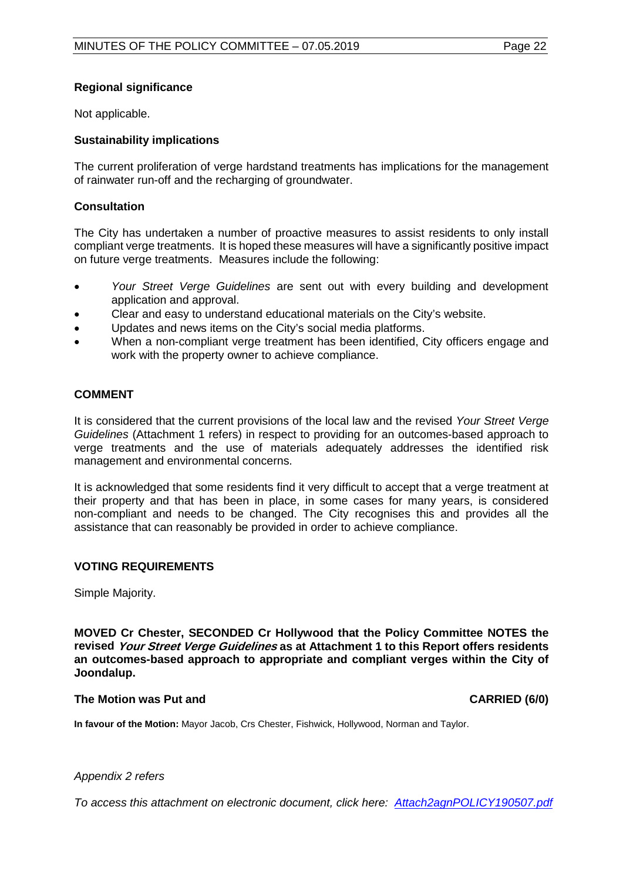**Regional significance**

Not applicable.

**Sustainability implications**

The current proliferation of verge hardstand treatments has implications for the management of rainwater run-off and the recharging of groundwater.

**Consultation**

The City has undertaken a number of proactive measures to assist residents to only install compliant verge treatments. It is hoped these measures will have a significantly positive impact on future verge treatments. Measures include the following:

- *Your Street Verge Guidelines* are sent out with every building and development application and approval.
- Clear and easy to understand educational materials on the City's website.
- Updates and news items on the City's social media platforms.
- When a non-compliant verge treatment has been identified, City officers engage and work with the property owner to achieve compliance.

## COMMENT

It is considered that the current provisions of the local law and the revised *Your Street Verge Guidelines* (Attachment 1 refers) in respect to providing for an outcomes-based approach to verge treatments and the use of materials adequately addresses the identified risk management and environmental concerns.

It is acknowledged that some residents find it very difficult to accept that a verge treatment at their property and that has been in place, in some cases for many years, is considered non-compliant and needs to be changed. The City recognises this and provides all the assistance that can reasonably be provided in order to achieve compliance.

## VOTING REQUIREMENTS

Simple Majority.

**MOVED Cr Chester, SECONDED Cr Hollywood that the Policy Committee NOTES the revised *Your Street Verge Guidelines* as at Attachment 1 to this Report offers residents an outcomes-based approach to appropriate and compliant verges within the City of Joondalup.**

**The Motion was Put and CARRIED (6/0)**

**In favour of the Motion:** Mayor Jacob, Crs Chester, Fishwick, Hollywood, Norman and Taylor.

*Appendix 2 refers*

*To access this attachment on electronic document, click here: Attach2agnPOLICY190507.pdf*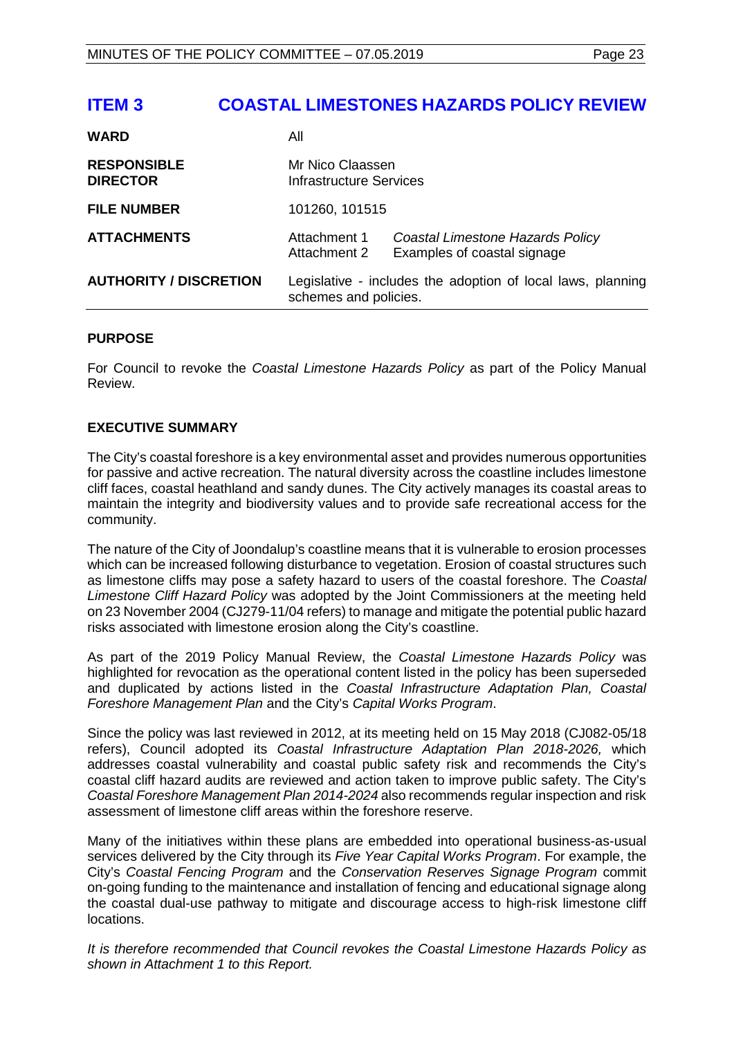# ITEM 3 COASTAL LIMESTONES HAZARDS POLICY REVIEW

| | | |
|---|---|---|
| **WARD** | All | |
| **RESPONSIBLE DIRECTOR** | Mr Nico Claassen<br>Infrastructure Services | |
| **FILE NUMBER** | 101260, 101515 | |
| **ATTACHMENTS** | Attachment 1<br>Attachment 2 | *Coastal Limestone Hazards Policy*<br>Examples of coastal signage |
| **AUTHORITY / DISCRETION** | Legislative - includes the adoption of local laws, planning schemes and policies. | |

## PURPOSE

For Council to revoke the *Coastal Limestone Hazards Policy* as part of the Policy Manual Review.

## EXECUTIVE SUMMARY

The City's coastal foreshore is a key environmental asset and provides numerous opportunities for passive and active recreation. The natural diversity across the coastline includes limestone cliff faces, coastal heathland and sandy dunes. The City actively manages its coastal areas to maintain the integrity and biodiversity values and to provide safe recreational access for the community.

The nature of the City of Joondalup's coastline means that it is vulnerable to erosion processes which can be increased following disturbance to vegetation. Erosion of coastal structures such as limestone cliffs may pose a safety hazard to users of the coastal foreshore. The *Coastal Limestone Cliff Hazard Policy* was adopted by the Joint Commissioners at the meeting held on 23 November 2004 (CJ279-11/04 refers) to manage and mitigate the potential public hazard risks associated with limestone erosion along the City's coastline.

As part of the 2019 Policy Manual Review, the *Coastal Limestone Hazards Policy* was highlighted for revocation as the operational content listed in the policy has been superseded and duplicated by actions listed in the *Coastal Infrastructure Adaptation Plan, Coastal Foreshore Management Plan* and the City's *Capital Works Program*.

Since the policy was last reviewed in 2012, at its meeting held on 15 May 2018 (CJ082-05/18 refers), Council adopted its *Coastal Infrastructure Adaptation Plan 2018-2026,* which addresses coastal vulnerability and coastal public safety risk and recommends the City's coastal cliff hazard audits are reviewed and action taken to improve public safety. The City's *Coastal Foreshore Management Plan 2014-2024* also recommends regular inspection and risk assessment of limestone cliff areas within the foreshore reserve.

Many of the initiatives within these plans are embedded into operational business-as-usual services delivered by the City through its *Five Year Capital Works Program*. For example, the City's *Coastal Fencing Program* and the *Conservation Reserves Signage Program* commit on-going funding to the maintenance and installation of fencing and educational signage along the coastal dual-use pathway to mitigate and discourage access to high-risk limestone cliff locations.

*It is therefore recommended that Council revokes the Coastal Limestone Hazards Policy as shown in Attachment 1 to this Report.*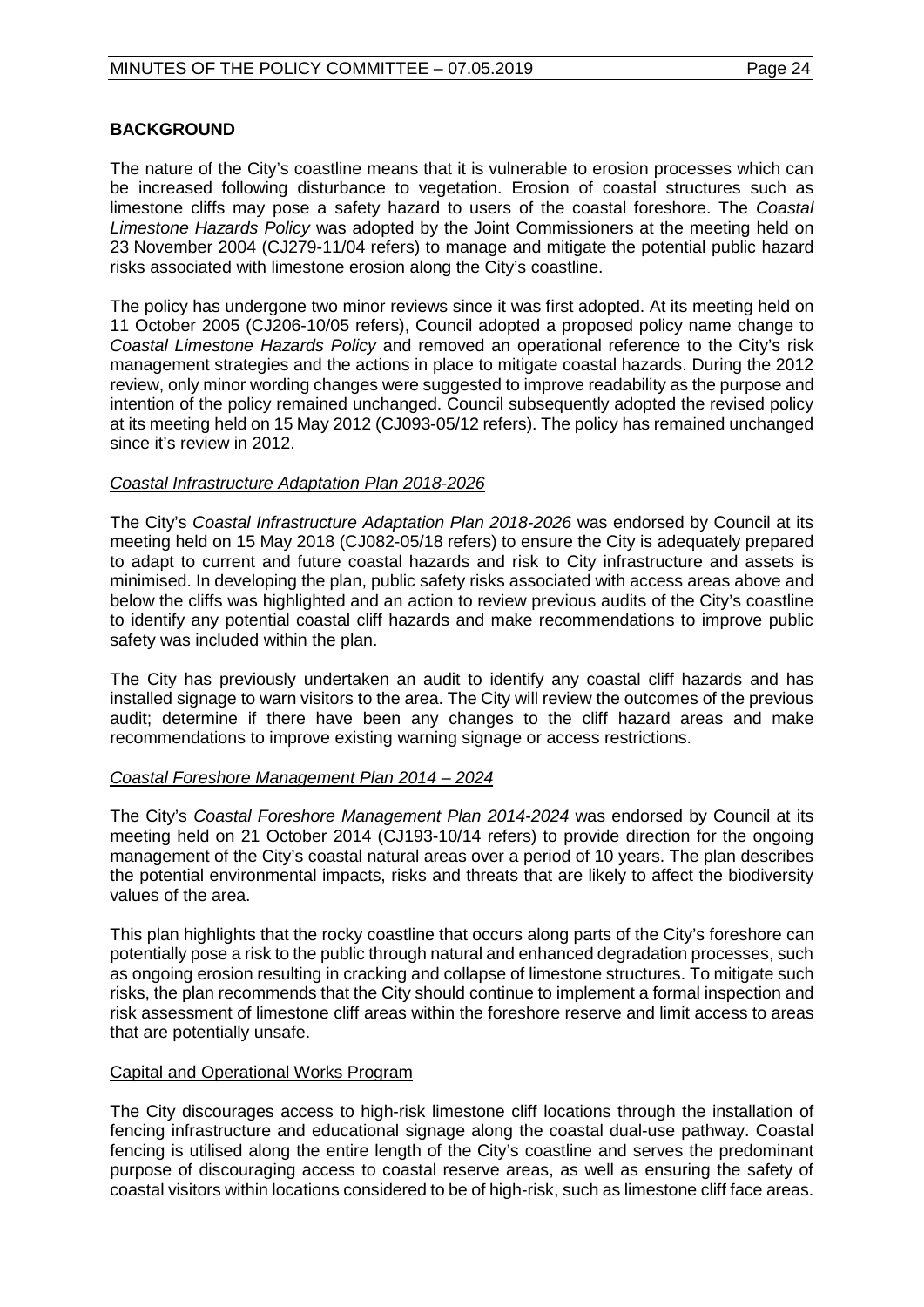## BACKGROUND

The nature of the City's coastline means that it is vulnerable to erosion processes which can be increased following disturbance to vegetation. Erosion of coastal structures such as limestone cliffs may pose a safety hazard to users of the coastal foreshore. The *Coastal Limestone Hazards Policy* was adopted by the Joint Commissioners at the meeting held on 23 November 2004 (CJ279-11/04 refers) to manage and mitigate the potential public hazard risks associated with limestone erosion along the City's coastline.

The policy has undergone two minor reviews since it was first adopted. At its meeting held on 11 October 2005 (CJ206-10/05 refers), Council adopted a proposed policy name change to *Coastal Limestone Hazards Policy* and removed an operational reference to the City's risk management strategies and the actions in place to mitigate coastal hazards. During the 2012 review, only minor wording changes were suggested to improve readability as the purpose and intention of the policy remained unchanged. Council subsequently adopted the revised policy at its meeting held on 15 May 2012 (CJ093-05/12 refers). The policy has remained unchanged since it's review in 2012.

### *Coastal Infrastructure Adaptation Plan 2018-2026*

The City's *Coastal Infrastructure Adaptation Plan 2018-2026* was endorsed by Council at its meeting held on 15 May 2018 (CJ082-05/18 refers) to ensure the City is adequately prepared to adapt to current and future coastal hazards and risk to City infrastructure and assets is minimised. In developing the plan, public safety risks associated with access areas above and below the cliffs was highlighted and an action to review previous audits of the City's coastline to identify any potential coastal cliff hazards and make recommendations to improve public safety was included within the plan.

The City has previously undertaken an audit to identify any coastal cliff hazards and has installed signage to warn visitors to the area. The City will review the outcomes of the previous audit; determine if there have been any changes to the cliff hazard areas and make recommendations to improve existing warning signage or access restrictions.

### *Coastal Foreshore Management Plan 2014 – 2024*

The City's *Coastal Foreshore Management Plan 2014-2024* was endorsed by Council at its meeting held on 21 October 2014 (CJ193-10/14 refers) to provide direction for the ongoing management of the City's coastal natural areas over a period of 10 years. The plan describes the potential environmental impacts, risks and threats that are likely to affect the biodiversity values of the area.

This plan highlights that the rocky coastline that occurs along parts of the City's foreshore can potentially pose a risk to the public through natural and enhanced degradation processes, such as ongoing erosion resulting in cracking and collapse of limestone structures. To mitigate such risks, the plan recommends that the City should continue to implement a formal inspection and risk assessment of limestone cliff areas within the foreshore reserve and limit access to areas that are potentially unsafe.

### Capital and Operational Works Program

The City discourages access to high-risk limestone cliff locations through the installation of fencing infrastructure and educational signage along the coastal dual-use pathway. Coastal fencing is utilised along the entire length of the City's coastline and serves the predominant purpose of discouraging access to coastal reserve areas, as well as ensuring the safety of coastal visitors within locations considered to be of high-risk, such as limestone cliff face areas.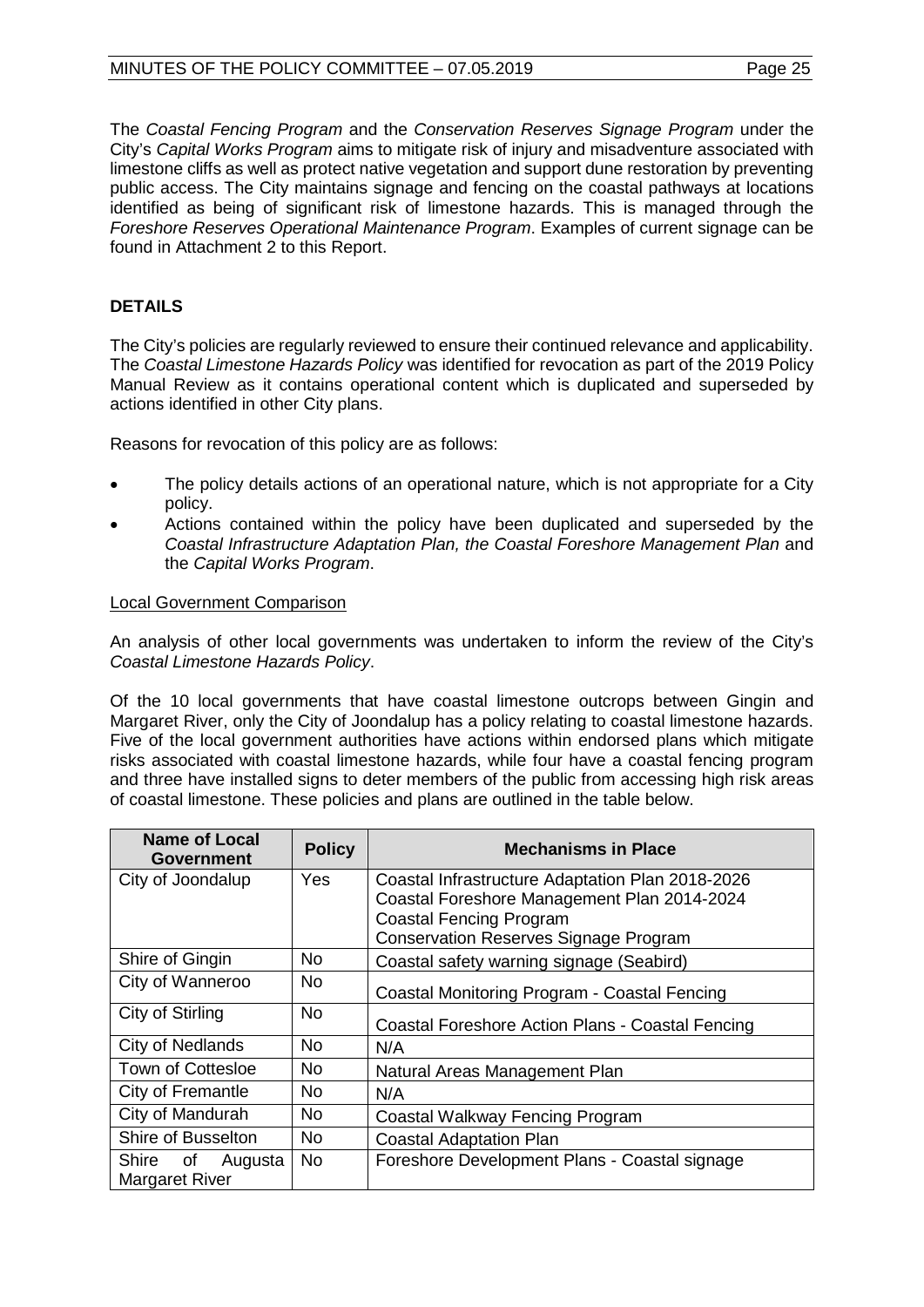The *Coastal Fencing Program* and the *Conservation Reserves Signage Program* under the City's *Capital Works Program* aims to mitigate risk of injury and misadventure associated with limestone cliffs as well as protect native vegetation and support dune restoration by preventing public access. The City maintains signage and fencing on the coastal pathways at locations identified as being of significant risk of limestone hazards. This is managed through the *Foreshore Reserves Operational Maintenance Program*. Examples of current signage can be found in Attachment 2 to this Report.

## DETAILS

The City's policies are regularly reviewed to ensure their continued relevance and applicability. The *Coastal Limestone Hazards Policy* was identified for revocation as part of the 2019 Policy Manual Review as it contains operational content which is duplicated and superseded by actions identified in other City plans.

Reasons for revocation of this policy are as follows:

- The policy details actions of an operational nature, which is not appropriate for a City policy.
- Actions contained within the policy have been duplicated and superseded by the *Coastal Infrastructure Adaptation Plan, the Coastal Foreshore Management Plan* and the *Capital Works Program*.

### Local Government Comparison

An analysis of other local governments was undertaken to inform the review of the City's *Coastal Limestone Hazards Policy*.

Of the 10 local governments that have coastal limestone outcrops between Gingin and Margaret River, only the City of Joondalup has a policy relating to coastal limestone hazards. Five of the local government authorities have actions within endorsed plans which mitigate risks associated with coastal limestone hazards, while four have a coastal fencing program and three have installed signs to deter members of the public from accessing high risk areas of coastal limestone. These policies and plans are outlined in the table below.

| Name of Local Government | Policy | Mechanisms in Place |
|---|---|---|
| City of Joondalup | Yes | Coastal Infrastructure Adaptation Plan 2018-2026<br>Coastal Foreshore Management Plan 2014-2024<br>Coastal Fencing Program<br>Conservation Reserves Signage Program |
| Shire of Gingin | No | Coastal safety warning signage (Seabird) |
| City of Wanneroo | No | Coastal Monitoring Program - Coastal Fencing |
| City of Stirling | No | Coastal Foreshore Action Plans - Coastal Fencing |
| City of Nedlands | No | N/A |
| Town of Cottesloe | No | Natural Areas Management Plan |
| City of Fremantle | No | N/A |
| City of Mandurah | No | Coastal Walkway Fencing Program |
| Shire of Busselton | No | Coastal Adaptation Plan |
| Shire of Augusta Margaret River | No | Foreshore Development Plans - Coastal signage |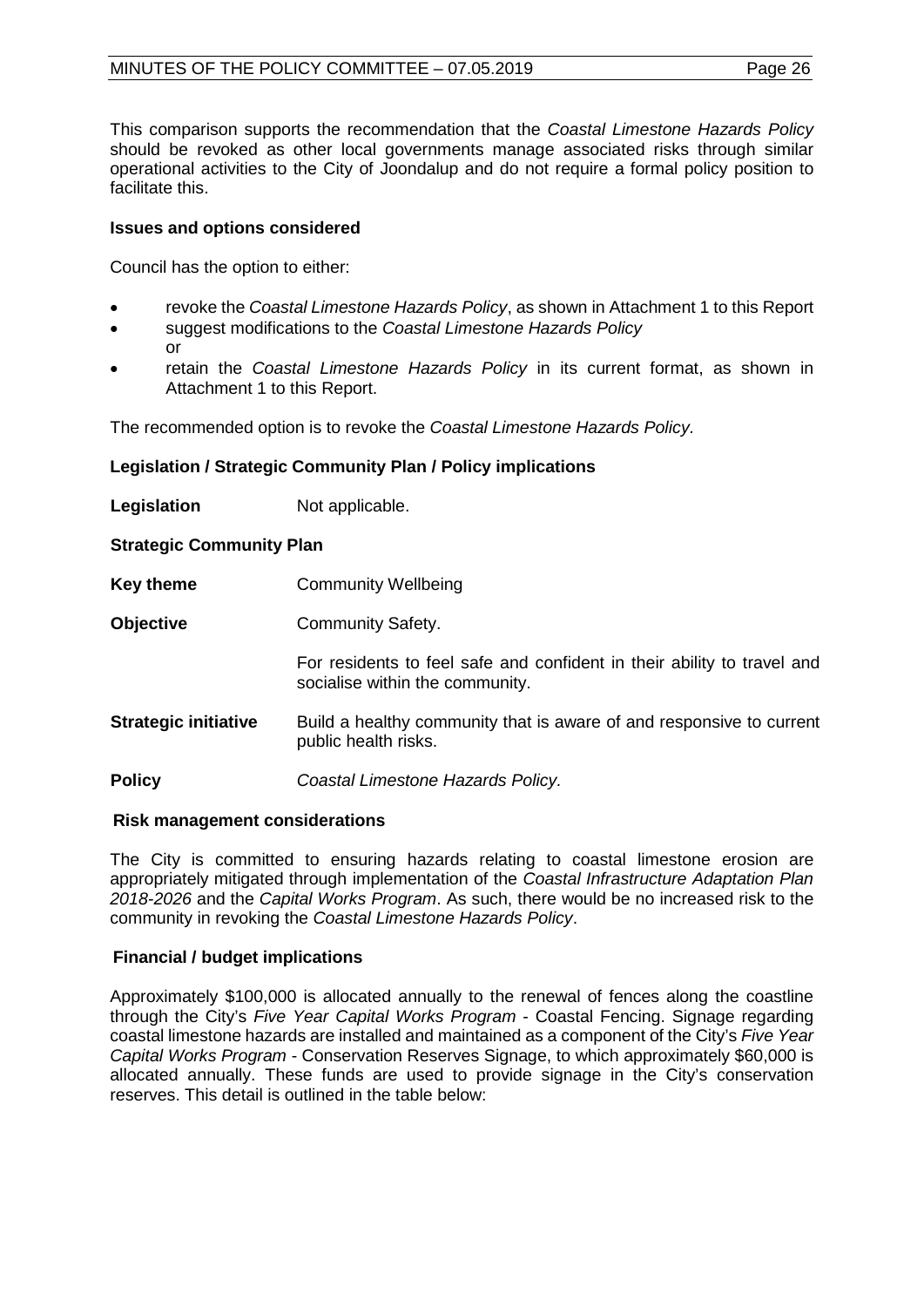This comparison supports the recommendation that the *Coastal Limestone Hazards Policy* should be revoked as other local governments manage associated risks through similar operational activities to the City of Joondalup and do not require a formal policy position to facilitate this.

### Issues and options considered

Council has the option to either:

- revoke the *Coastal Limestone Hazards Policy*, as shown in Attachment 1 to this Report
- suggest modifications to the *Coastal Limestone Hazards Policy*
  or
- retain the *Coastal Limestone Hazards Policy* in its current format, as shown in Attachment 1 to this Report.

The recommended option is to revoke the *Coastal Limestone Hazards Policy.*

### Legislation / Strategic Community Plan / Policy implications

**Legislation** Not applicable.

**Strategic Community Plan**

**Key theme** Community Wellbeing

**Objective** Community Safety.

For residents to feel safe and confident in their ability to travel and socialise within the community.

**Strategic initiative** Build a healthy community that is aware of and responsive to current public health risks.

**Policy** *Coastal Limestone Hazards Policy.*

### Risk management considerations

The City is committed to ensuring hazards relating to coastal limestone erosion are appropriately mitigated through implementation of the *Coastal Infrastructure Adaptation Plan 2018-2026* and the *Capital Works Program*. As such, there would be no increased risk to the community in revoking the *Coastal Limestone Hazards Policy*.

### Financial / budget implications

Approximately $100,000 is allocated annually to the renewal of fences along the coastline through the City's *Five Year Capital Works Program* - Coastal Fencing. Signage regarding coastal limestone hazards are installed and maintained as a component of the City's *Five Year Capital Works Program* - Conservation Reserves Signage, to which approximately $60,000 is allocated annually. These funds are used to provide signage in the City's conservation reserves. This detail is outlined in the table below: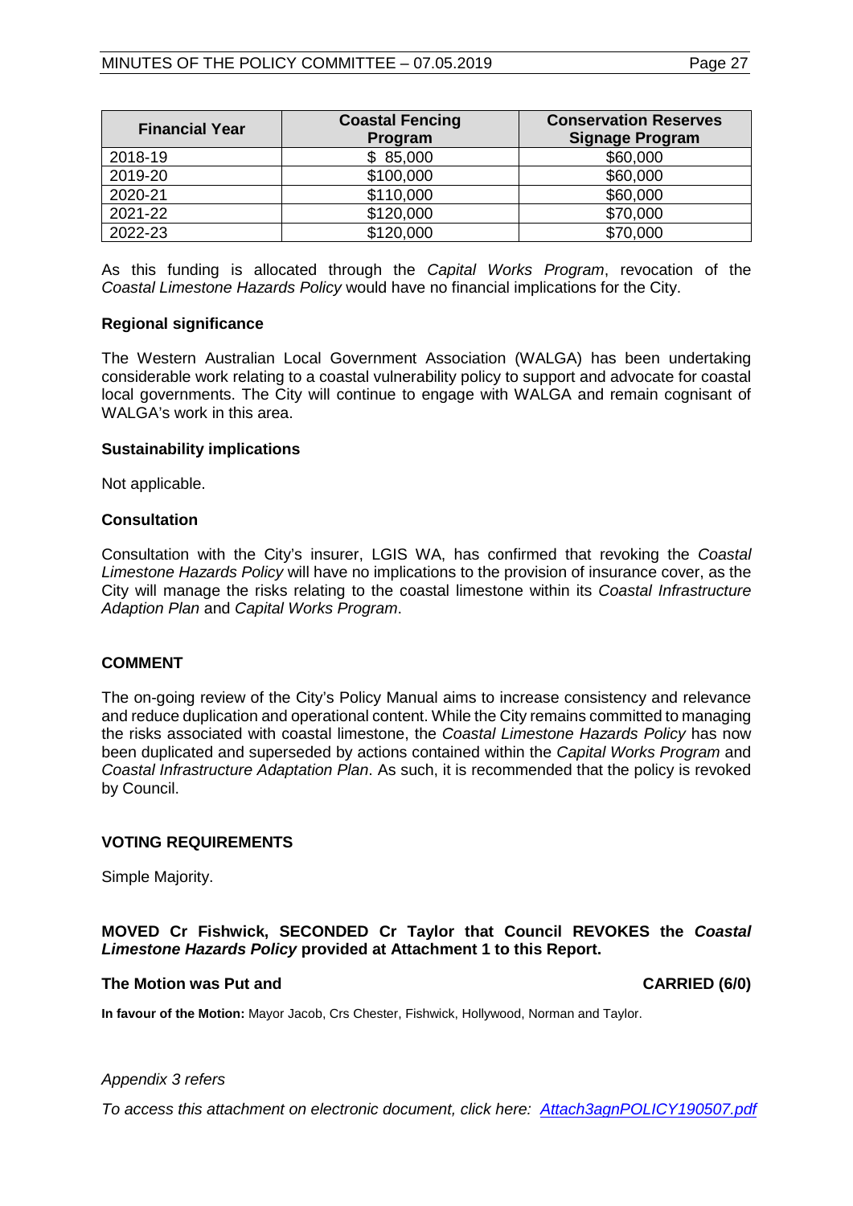| Financial Year | Coastal Fencing Program | Conservation Reserves Signage Program |
|---|---|---|
| 2018-19 | $ 85,000 | $60,000 |
| 2019-20 | $100,000 | $60,000 |
| 2020-21 | $110,000 | $60,000 |
| 2021-22 | $120,000 | $70,000 |
| 2022-23 | $120,000 | $70,000 |

As this funding is allocated through the *Capital Works Program*, revocation of the *Coastal Limestone Hazards Policy* would have no financial implications for the City.

**Regional significance**

The Western Australian Local Government Association (WALGA) has been undertaking considerable work relating to a coastal vulnerability policy to support and advocate for coastal local governments. The City will continue to engage with WALGA and remain cognisant of WALGA's work in this area.

**Sustainability implications**

Not applicable.

**Consultation**

Consultation with the City's insurer, LGIS WA, has confirmed that revoking the *Coastal Limestone Hazards Policy* will have no implications to the provision of insurance cover, as the City will manage the risks relating to the coastal limestone within its *Coastal Infrastructure Adaption Plan* and *Capital Works Program*.

**COMMENT**

The on-going review of the City's Policy Manual aims to increase consistency and relevance and reduce duplication and operational content. While the City remains committed to managing the risks associated with coastal limestone, the *Coastal Limestone Hazards Policy* has now been duplicated and superseded by actions contained within the *Capital Works Program* and *Coastal Infrastructure Adaptation Plan*. As such, it is recommended that the policy is revoked by Council.

**VOTING REQUIREMENTS**

Simple Majority.

**MOVED Cr Fishwick, SECONDED Cr Taylor that Council REVOKES the *Coastal Limestone Hazards Policy* provided at Attachment 1 to this Report.**

**The Motion was Put and CARRIED (6/0)**

**In favour of the Motion:** Mayor Jacob, Crs Chester, Fishwick, Hollywood, Norman and Taylor.

*Appendix 3 refers*

*To access this attachment on electronic document, click here: Attach3agnPOLICY190507.pdf*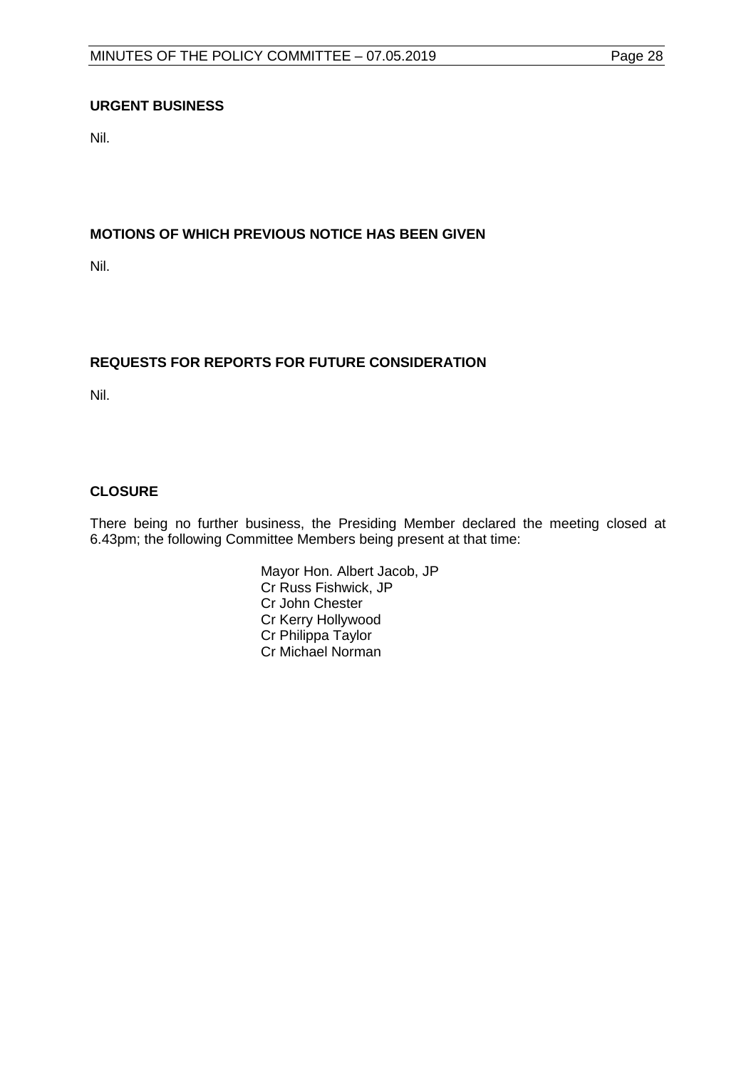## URGENT BUSINESS

Nil.

## MOTIONS OF WHICH PREVIOUS NOTICE HAS BEEN GIVEN

Nil.

## REQUESTS FOR REPORTS FOR FUTURE CONSIDERATION

Nil.

## CLOSURE

There being no further business, the Presiding Member declared the meeting closed at 6.43pm; the following Committee Members being present at that time:

Mayor Hon. Albert Jacob, JP
Cr Russ Fishwick, JP
Cr John Chester
Cr Kerry Hollywood
Cr Philippa Taylor
Cr Michael Norman